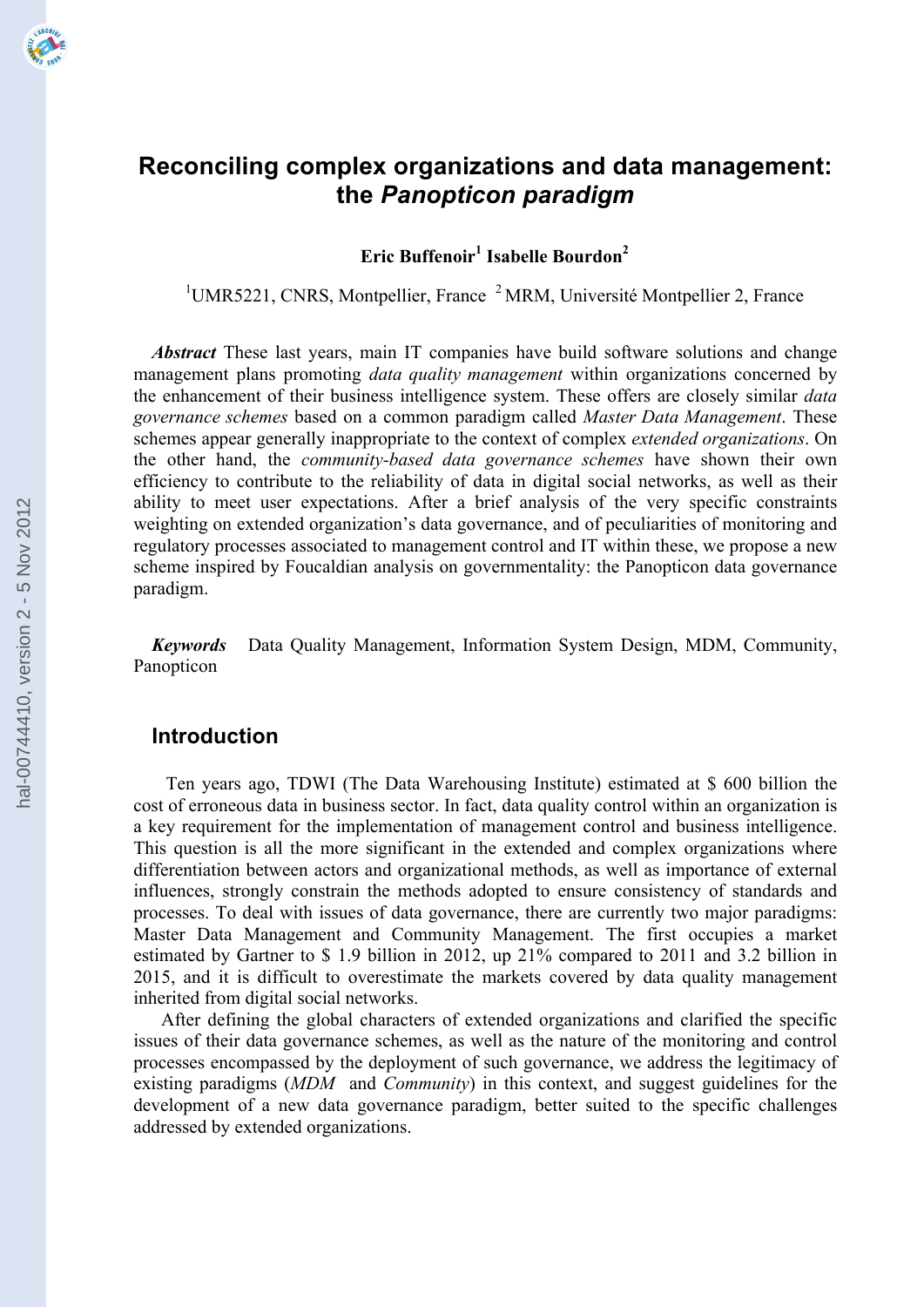# Reconciling complex organizations and data management: the *Panopticon paradigm*

**Eric Buffenoir[1] Isabelle Bourdon[2]**

[1]UMR5221, CNRS, Montpellier, France [2]MRM, Université Montpellier 2, France

***Abstract*** These last years, main IT companies have build software solutions and change management plans promoting *data quality management* within organizations concerned by the enhancement of their business intelligence system. These offers are closely similar *data governance schemes* based on a common paradigm called *Master Data Management*. These schemes appear generally inappropriate to the context of complex *extended organizations*. On the other hand, the *community-based data governance schemes* have shown their own efficiency to contribute to the reliability of data in digital social networks, as well as their ability to meet user expectations. After a brief analysis of the very specific constraints weighting on extended organization's data governance, and of peculiarities of monitoring and regulatory processes associated to management control and IT within these, we propose a new scheme inspired by Foucaldian analysis on governmentality: the Panopticon data governance paradigm.

***Keywords*** Data Quality Management, Information System Design, MDM, Community, Panopticon

## Introduction

Ten years ago, TDWI (The Data Warehousing Institute) estimated at $ 600 billion the cost of erroneous data in business sector. In fact, data quality control within an organization is a key requirement for the implementation of management control and business intelligence. This question is all the more significant in the extended and complex organizations where differentiation between actors and organizational methods, as well as importance of external influences, strongly constrain the methods adopted to ensure consistency of standards and processes. To deal with issues of data governance, there are currently two major paradigms: Master Data Management and Community Management. The first occupies a market estimated by Gartner to $ 1.9 billion in 2012, up 21% compared to 2011 and 3.2 billion in 2015, and it is difficult to overestimate the markets covered by data quality management inherited from digital social networks.

After defining the global characters of extended organizations and clarified the specific issues of their data governance schemes, as well as the nature of the monitoring and control processes encompassed by the deployment of such governance, we address the legitimacy of existing paradigms (*MDM* and *Community*) in this context, and suggest guidelines for the development of a new data governance paradigm, better suited to the specific challenges addressed by extended organizations.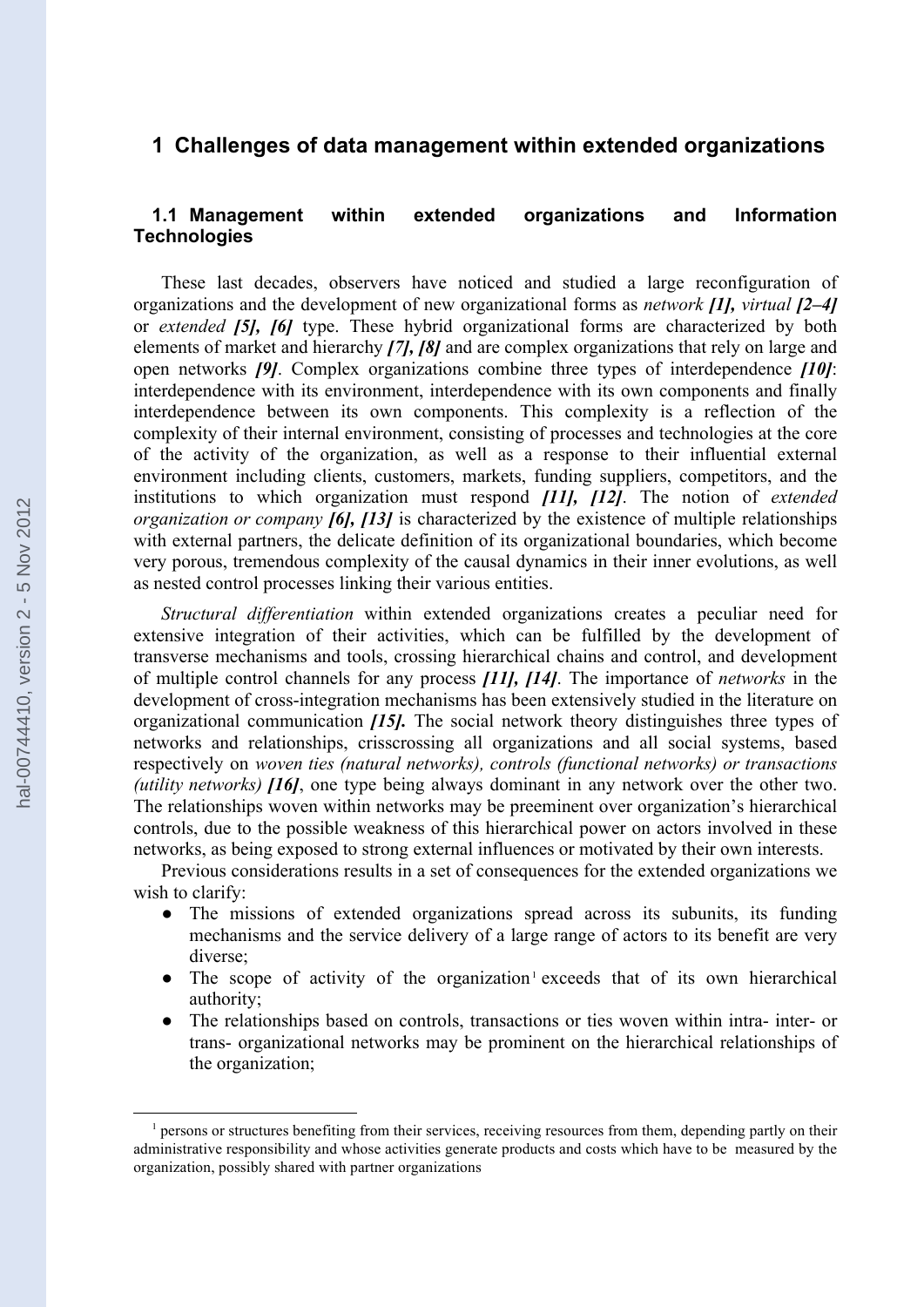# 1 Challenges of data management within extended organizations

## 1.1 Management within extended organizations and Information Technologies

These last decades, observers have noticed and studied a large reconfiguration of organizations and the development of new organizational forms as *network* ***[1]****,* *virtual* ***[2–4]*** or *extended* ***[5], [6]*** type. These hybrid organizational forms are characterized by both elements of market and hierarchy ***[7], [8]*** and are complex organizations that rely on large and open networks ***[9]***. Complex organizations combine three types of interdependence ***[10]***: interdependence with its environment, interdependence with its own components and finally interdependence between its own components. This complexity is a reflection of the complexity of their internal environment, consisting of processes and technologies at the core of the activity of the organization, as well as a response to their influential external environment including clients, customers, markets, funding suppliers, competitors, and the institutions to which organization must respond ***[11], [12]***. The notion of *extended organization or company* ***[6], [13]*** is characterized by the existence of multiple relationships with external partners, the delicate definition of its organizational boundaries, which become very porous, tremendous complexity of the causal dynamics in their inner evolutions, as well as nested control processes linking their various entities.

*Structural differentiation* within extended organizations creates a peculiar need for extensive integration of their activities, which can be fulfilled by the development of transverse mechanisms and tools, crossing hierarchical chains and control, and development of multiple control channels for any process ***[11], [14]***. The importance of *networks* in the development of cross-integration mechanisms has been extensively studied in the literature on organizational communication ***[15].*** The social network theory distinguishes three types of networks and relationships, crisscrossing all organizations and all social systems, based respectively on *woven ties (natural networks), controls (functional networks) or transactions (utility networks)* ***[16]***, one type being always dominant in any network over the other two. The relationships woven within networks may be preeminent over organization's hierarchical controls, due to the possible weakness of this hierarchical power on actors involved in these networks, as being exposed to strong external influences or motivated by their own interests.

Previous considerations results in a set of consequences for the extended organizations we wish to clarify:

- The missions of extended organizations spread across its subunits, its funding mechanisms and the service delivery of a large range of actors to its benefit are very diverse;
- The scope of activity of the organization[1] exceeds that of its own hierarchical authority;
- The relationships based on controls, transactions or ties woven within intra- inter- or trans- organizational networks may be prominent on the hierarchical relationships of the organization;

[1] persons or structures benefiting from their services, receiving resources from them, depending partly on their administrative responsibility and whose activities generate products and costs which have to be measured by the organization, possibly shared with partner organizations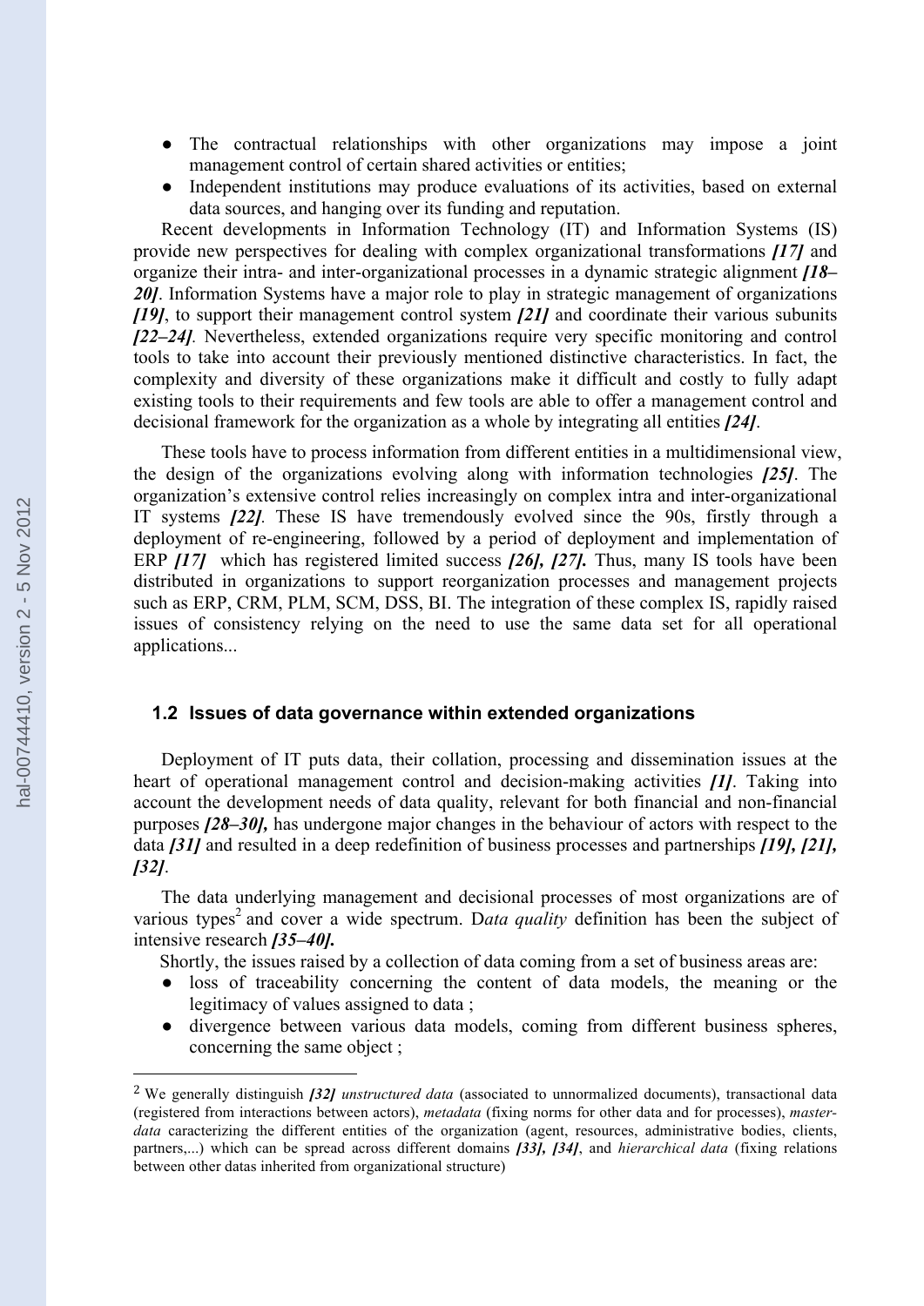- The contractual relationships with other organizations may impose a joint management control of certain shared activities or entities;
- Independent institutions may produce evaluations of its activities, based on external data sources, and hanging over its funding and reputation.

Recent developments in Information Technology (IT) and Information Systems (IS) provide new perspectives for dealing with complex organizational transformations ***[17]*** and organize their intra- and inter-organizational processes in a dynamic strategic alignment ***[18–20]***. Information Systems have a major role to play in strategic management of organizations ***[19]***, to support their management control system ***[21]*** and coordinate their various subunits ***[22–24]***. Nevertheless, extended organizations require very specific monitoring and control tools to take into account their previously mentioned distinctive characteristics. In fact, the complexity and diversity of these organizations make it difficult and costly to fully adapt existing tools to their requirements and few tools are able to offer a management control and decisional framework for the organization as a whole by integrating all entities ***[24]***.

These tools have to process information from different entities in a multidimensional view, the design of the organizations evolving along with information technologies ***[25]***. The organization's extensive control relies increasingly on complex intra and inter-organizational IT systems ***[22]***. These IS have tremendously evolved since the 90s, firstly through a deployment of re-engineering, followed by a period of deployment and implementation of ERP ***[17]*** which has registered limited success ***[26], [27].*** Thus, many IS tools have been distributed in organizations to support reorganization processes and management projects such as ERP, CRM, PLM, SCM, DSS, BI. The integration of these complex IS, rapidly raised issues of consistency relying on the need to use the same data set for all operational applications...

### 1.2 Issues of data governance within extended organizations

Deployment of IT puts data, their collation, processing and dissemination issues at the heart of operational management control and decision-making activities ***[1]***. Taking into account the development needs of data quality, relevant for both financial and non-financial purposes ***[28–30],*** has undergone major changes in the behaviour of actors with respect to the data ***[31]*** and resulted in a deep redefinition of business processes and partnerships ***[19], [21], [32]***.

The data underlying management and decisional processes of most organizations are of various types[2] and cover a wide spectrum. D*ata quality* definition has been the subject of intensive research ***[35–40].***

Shortly, the issues raised by a collection of data coming from a set of business areas are:

- loss of traceability concerning the content of data models, the meaning or the legitimacy of values assigned to data ;
- divergence between various data models, coming from different business spheres, concerning the same object ;

[2] We generally distinguish ***[32]*** *unstructured data* (associated to unnormalized documents), transactional data (registered from interactions between actors), *metadata* (fixing norms for other data and for processes), *master-data* caracterizing the different entities of the organization (agent, resources, administrative bodies, clients, partners,...) which can be spread across different domains ***[33], [34]***, and *hierarchical data* (fixing relations between other datas inherited from organizational structure)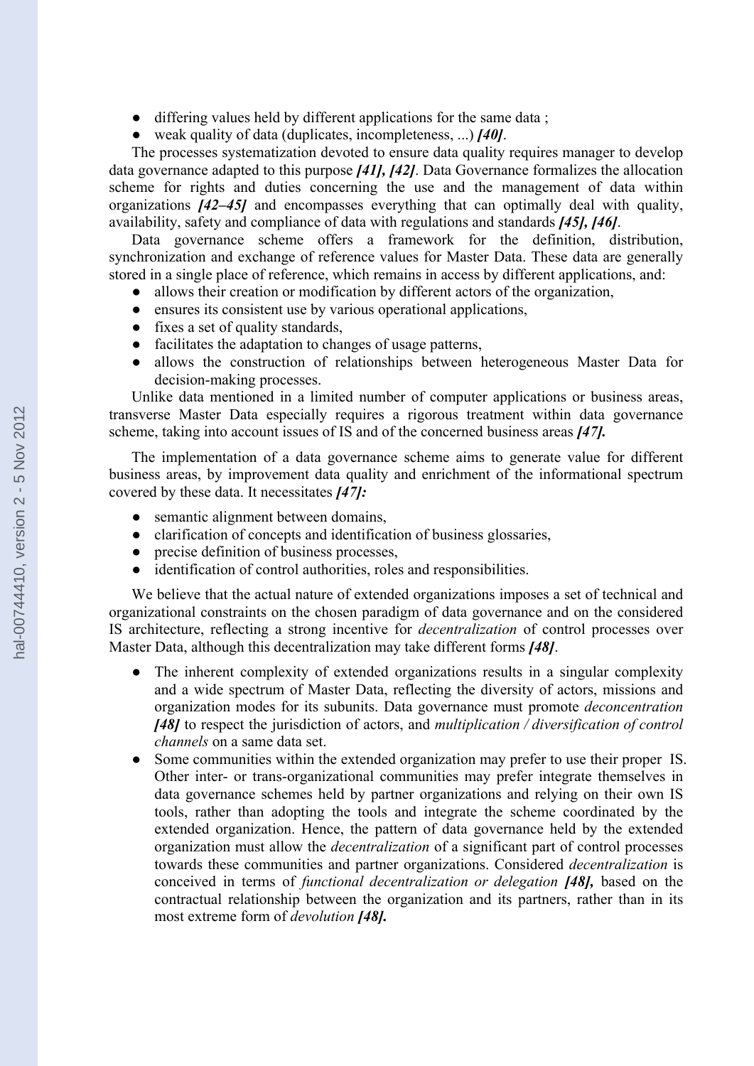- differing values held by different applications for the same data ;
- weak quality of data (duplicates, incompleteness, ...) ***[40]***.

The processes systematization devoted to ensure data quality requires manager to develop data governance adapted to this purpose ***[41], [42]***. Data Governance formalizes the allocation scheme for rights and duties concerning the use and the management of data within organizations ***[42–45]*** and encompasses everything that can optimally deal with quality, availability, safety and compliance of data with regulations and standards ***[45], [46]***.

Data governance scheme offers a framework for the definition, distribution, synchronization and exchange of reference values for Master Data. These data are generally stored in a single place of reference, which remains in access by different applications, and:

- allows their creation or modification by different actors of the organization,
- ensures its consistent use by various operational applications,
- fixes a set of quality standards,
- facilitates the adaptation to changes of usage patterns,
- allows the construction of relationships between heterogeneous Master Data for decision-making processes.

Unlike data mentioned in a limited number of computer applications or business areas, transverse Master Data especially requires a rigorous treatment within data governance scheme, taking into account issues of IS and of the concerned business areas ***[47].***

The implementation of a data governance scheme aims to generate value for different business areas, by improvement data quality and enrichment of the informational spectrum covered by these data. It necessitates ***[47]:***

- semantic alignment between domains,
- clarification of concepts and identification of business glossaries,
- precise definition of business processes,
- identification of control authorities, roles and responsibilities.

We believe that the actual nature of extended organizations imposes a set of technical and organizational constraints on the chosen paradigm of data governance and on the considered IS architecture, reflecting a strong incentive for *decentralization* of control processes over Master Data, although this decentralization may take different forms ***[48]***.

- The inherent complexity of extended organizations results in a singular complexity and a wide spectrum of Master Data, reflecting the diversity of actors, missions and organization modes for its subunits. Data governance must promote *deconcentration* ***[48]*** to respect the jurisdiction of actors, and *multiplication / diversification of control channels* on a same data set.
- Some communities within the extended organization may prefer to use their proper IS. Other inter- or trans-organizational communities may prefer integrate themselves in data governance schemes held by partner organizations and relying on their own IS tools, rather than adopting the tools and integrate the scheme coordinated by the extended organization. Hence, the pattern of data governance held by the extended organization must allow the *decentralization* of a significant part of control processes towards these communities and partner organizations. Considered *decentralization* is conceived in terms of *functional decentralization or delegation* ***[48],*** based on the contractual relationship between the organization and its partners, rather than in its most extreme form of *devolution* ***[48].***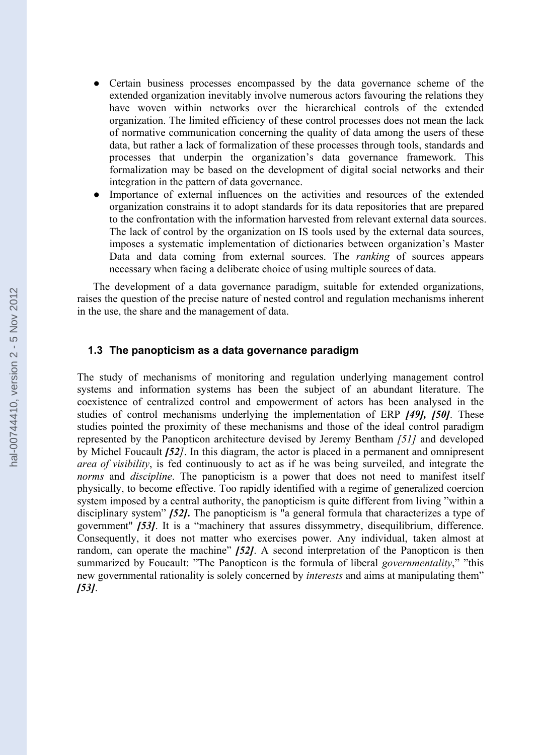- Certain business processes encompassed by the data governance scheme of the extended organization inevitably involve numerous actors favouring the relations they have woven within networks over the hierarchical controls of the extended organization. The limited efficiency of these control processes does not mean the lack of normative communication concerning the quality of data among the users of these data, but rather a lack of formalization of these processes through tools, standards and processes that underpin the organization's data governance framework. This formalization may be based on the development of digital social networks and their integration in the pattern of data governance.
- Importance of external influences on the activities and resources of the extended organization constrains it to adopt standards for its data repositories that are prepared to the confrontation with the information harvested from relevant external data sources. The lack of control by the organization on IS tools used by the external data sources, imposes a systematic implementation of dictionaries between organization's Master Data and data coming from external sources. The *ranking* of sources appears necessary when facing a deliberate choice of using multiple sources of data.

The development of a data governance paradigm, suitable for extended organizations, raises the question of the precise nature of nested control and regulation mechanisms inherent in the use, the share and the management of data.

### 1.3 The panopticism as a data governance paradigm

The study of mechanisms of monitoring and regulation underlying management control systems and information systems has been the subject of an abundant literature. The coexistence of centralized control and empowerment of actors has been analysed in the studies of control mechanisms underlying the implementation of ERP ***[49], [50]***. These studies pointed the proximity of these mechanisms and those of the ideal control paradigm represented by the Panopticon architecture devised by Jeremy Bentham *[51]* and developed by Michel Foucault ***[52]***. In this diagram, the actor is placed in a permanent and omnipresent *area of visibility*, is fed continuously to act as if he was being surveiled, and integrate the *norms* and *discipline*. The panopticism is a power that does not need to manifest itself physically, to become effective. Too rapidly identified with a regime of generalized coercion system imposed by a central authority, the panopticism is quite different from living "within a disciplinary system" ***[52]***. The panopticism is "a general formula that characterizes a type of government" ***[53]***. It is a "machinery that assures dissymmetry, disequilibrium, difference. Consequently, it does not matter who exercises power. Any individual, taken almost at random, can operate the machine" ***[52]***. A second interpretation of the Panopticon is then summarized by Foucault: "The Panopticon is the formula of liberal *governmentality*," "this new governmental rationality is solely concerned by *interests* and aims at manipulating them" ***[53]***.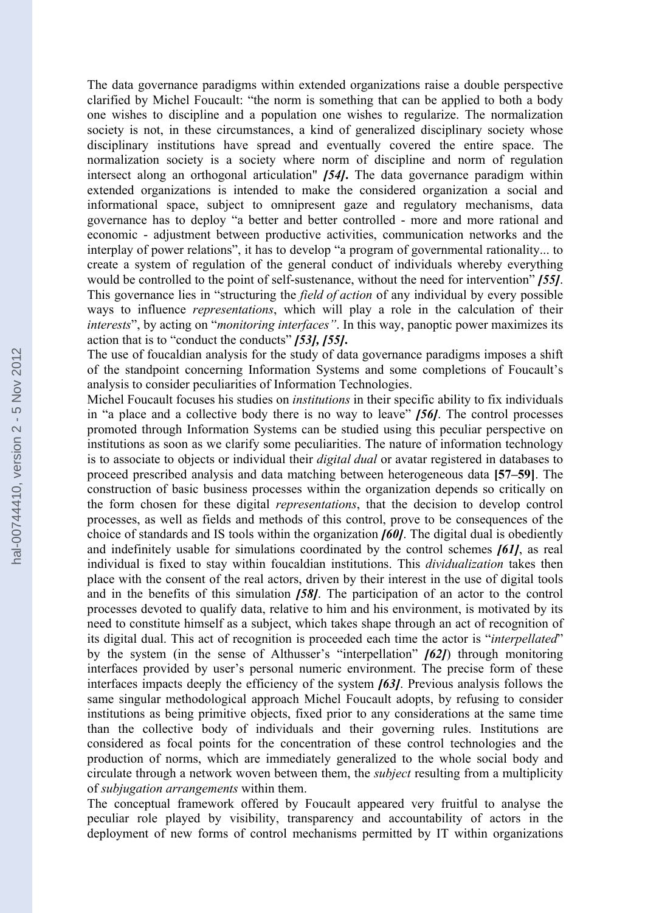The data governance paradigms within extended organizations raise a double perspective clarified by Michel Foucault: "the norm is something that can be applied to both a body one wishes to discipline and a population one wishes to regularize. The normalization society is not, in these circumstances, a kind of generalized disciplinary society whose disciplinary institutions have spread and eventually covered the entire space. The normalization society is a society where norm of discipline and norm of regulation intersect along an orthogonal articulation" ***[54]***. The data governance paradigm within extended organizations is intended to make the considered organization a social and informational space, subject to omnipresent gaze and regulatory mechanisms, data governance has to deploy "a better and better controlled - more and more rational and economic - adjustment between productive activities, communication networks and the interplay of power relations", it has to develop "a program of governmental rationality... to create a system of regulation of the general conduct of individuals whereby everything would be controlled to the point of self-sustenance, without the need for intervention" ***[55]***. This governance lies in "structuring the *field of action* of any individual by every possible ways to influence *representations*, which will play a role in the calculation of their *interests*", by acting on "*monitoring interfaces"*. In this way, panoptic power maximizes its action that is to "conduct the conducts" ***[53], [55]***.

The use of foucaldian analysis for the study of data governance paradigms imposes a shift of the standpoint concerning Information Systems and some completions of Foucault's analysis to consider peculiarities of Information Technologies.

Michel Foucault focuses his studies on *institutions* in their specific ability to fix individuals in "a place and a collective body there is no way to leave" ***[56]***. The control processes promoted through Information Systems can be studied using this peculiar perspective on institutions as soon as we clarify some peculiarities. The nature of information technology is to associate to objects or individual their *digital dual* or avatar registered in databases to proceed prescribed analysis and data matching between heterogeneous data **[57–59]**. The construction of basic business processes within the organization depends so critically on the form chosen for these digital *representations*, that the decision to develop control processes, as well as fields and methods of this control, prove to be consequences of the choice of standards and IS tools within the organization ***[60]***. The digital dual is obediently and indefinitely usable for simulations coordinated by the control schemes ***[61]***, as real individual is fixed to stay within foucaldian institutions. This *dividualization* takes then place with the consent of the real actors, driven by their interest in the use of digital tools and in the benefits of this simulation ***[58]***. The participation of an actor to the control processes devoted to qualify data, relative to him and his environment, is motivated by its need to constitute himself as a subject, which takes shape through an act of recognition of its digital dual. This act of recognition is proceeded each time the actor is "*interpellated*" by the system (in the sense of Althusser's "interpellation" ***[62]***) through monitoring interfaces provided by user's personal numeric environment. The precise form of these interfaces impacts deeply the efficiency of the system ***[63]***. Previous analysis follows the same singular methodological approach Michel Foucault adopts, by refusing to consider institutions as being primitive objects, fixed prior to any considerations at the same time than the collective body of individuals and their governing rules. Institutions are considered as focal points for the concentration of these control technologies and the production of norms, which are immediately generalized to the whole social body and circulate through a network woven between them, the *subject* resulting from a multiplicity of *subjugation arrangements* within them.

The conceptual framework offered by Foucault appeared very fruitful to analyse the peculiar role played by visibility, transparency and accountability of actors in the deployment of new forms of control mechanisms permitted by IT within organizations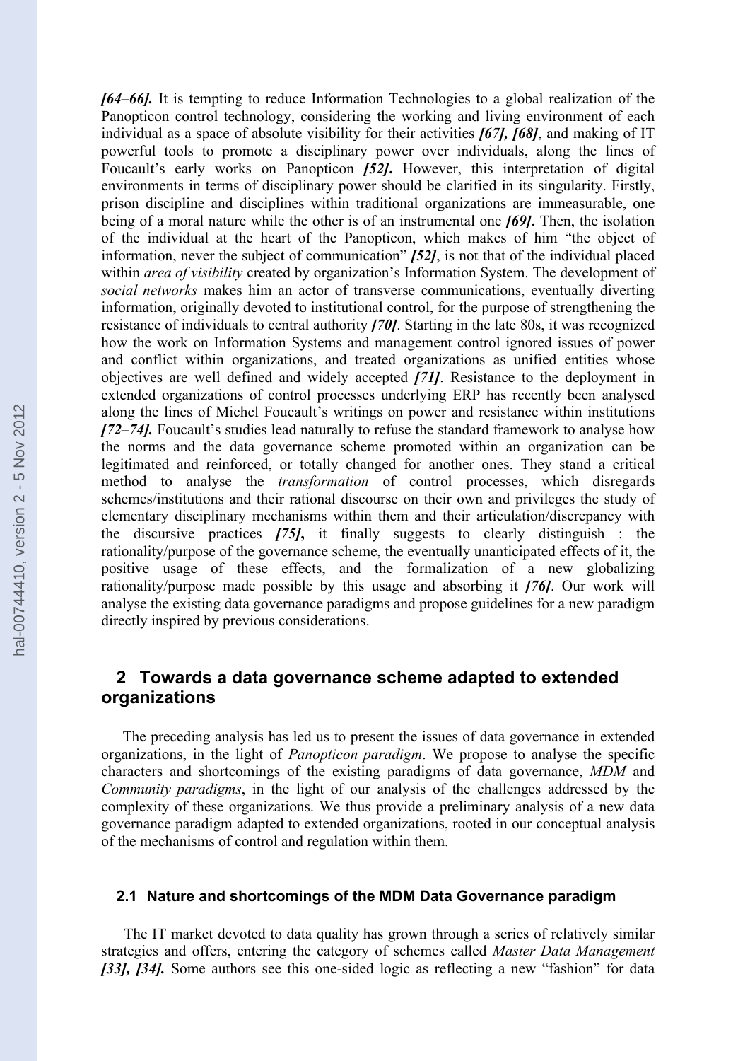*[64–66].* It is tempting to reduce Information Technologies to a global realization of the Panopticon control technology, considering the working and living environment of each individual as a space of absolute visibility for their activities *[67], [68]*, and making of IT powerful tools to promote a disciplinary power over individuals, along the lines of Foucault's early works on Panopticon *[52].* However, this interpretation of digital environments in terms of disciplinary power should be clarified in its singularity. Firstly, prison discipline and disciplines within traditional organizations are immeasurable, one being of a moral nature while the other is of an instrumental one *[69].* Then, the isolation of the individual at the heart of the Panopticon, which makes of him "the object of information, never the subject of communication" *[52]*, is not that of the individual placed within *area of visibility* created by organization's Information System. The development of *social networks* makes him an actor of transverse communications, eventually diverting information, originally devoted to institutional control, for the purpose of strengthening the resistance of individuals to central authority *[70]*. Starting in the late 80s, it was recognized how the work on Information Systems and management control ignored issues of power and conflict within organizations, and treated organizations as unified entities whose objectives are well defined and widely accepted *[71]*. Resistance to the deployment in extended organizations of control processes underlying ERP has recently been analysed along the lines of Michel Foucault's writings on power and resistance within institutions *[72–74].* Foucault's studies lead naturally to refuse the standard framework to analyse how the norms and the data governance scheme promoted within an organization can be legitimated and reinforced, or totally changed for another ones. They stand a critical method to analyse the *transformation* of control processes, which disregards schemes/institutions and their rational discourse on their own and privileges the study of elementary disciplinary mechanisms within them and their articulation/discrepancy with the discursive practices *[75]***,** it finally suggests to clearly distinguish : the rationality/purpose of the governance scheme, the eventually unanticipated effects of it, the positive usage of these effects, and the formalization of a new globalizing rationality/purpose made possible by this usage and absorbing it *[76]*. Our work will analyse the existing data governance paradigms and propose guidelines for a new paradigm directly inspired by previous considerations.

## 2 Towards a data governance scheme adapted to extended organizations

The preceding analysis has led us to present the issues of data governance in extended organizations, in the light of *Panopticon paradigm*. We propose to analyse the specific characters and shortcomings of the existing paradigms of data governance, *MDM* and *Community paradigms*, in the light of our analysis of the challenges addressed by the complexity of these organizations. We thus provide a preliminary analysis of a new data governance paradigm adapted to extended organizations, rooted in our conceptual analysis of the mechanisms of control and regulation within them.

### 2.1 Nature and shortcomings of the MDM Data Governance paradigm

The IT market devoted to data quality has grown through a series of relatively similar strategies and offers, entering the category of schemes called *Master Data Management [33], [34].* Some authors see this one-sided logic as reflecting a new "fashion" for data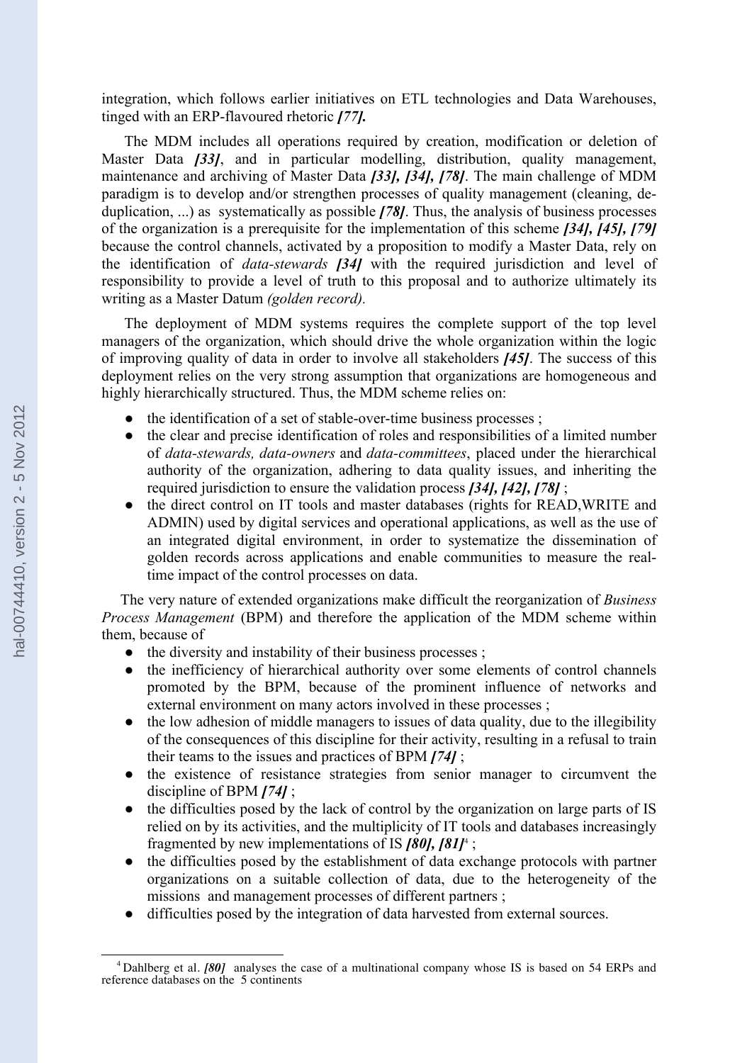integration, which follows earlier initiatives on ETL technologies and Data Warehouses, tinged with an ERP-flavoured rhetoric ***[77].***

The MDM includes all operations required by creation, modification or deletion of Master Data ***[33]***, and in particular modelling, distribution, quality management, maintenance and archiving of Master Data ***[33], [34], [78]***. The main challenge of MDM paradigm is to develop and/or strengthen processes of quality management (cleaning, de-duplication, ...) as systematically as possible ***[78]***. Thus, the analysis of business processes of the organization is a prerequisite for the implementation of this scheme ***[34], [45], [79]*** because the control channels, activated by a proposition to modify a Master Data, rely on the identification of *data-stewards* ***[34]*** with the required jurisdiction and level of responsibility to provide a level of truth to this proposal and to authorize ultimately its writing as a Master Datum *(golden record).*

The deployment of MDM systems requires the complete support of the top level managers of the organization, which should drive the whole organization within the logic of improving quality of data in order to involve all stakeholders ***[45]***. The success of this deployment relies on the very strong assumption that organizations are homogeneous and highly hierarchically structured. Thus, the MDM scheme relies on:

- the identification of a set of stable-over-time business processes ;
- the clear and precise identification of roles and responsibilities of a limited number of *data-stewards, data-owners* and *data-committees*, placed under the hierarchical authority of the organization, adhering to data quality issues, and inheriting the required jurisdiction to ensure the validation process ***[34], [42], [78]*** ;
- the direct control on IT tools and master databases (rights for READ,WRITE and ADMIN) used by digital services and operational applications, as well as the use of an integrated digital environment, in order to systematize the dissemination of golden records across applications and enable communities to measure the real-time impact of the control processes on data.

The very nature of extended organizations make difficult the reorganization of *Business Process Management* (BPM) and therefore the application of the MDM scheme within them, because of

- the diversity and instability of their business processes ;
- the inefficiency of hierarchical authority over some elements of control channels promoted by the BPM, because of the prominent influence of networks and external environment on many actors involved in these processes ;
- the low adhesion of middle managers to issues of data quality, due to the illegibility of the consequences of this discipline for their activity, resulting in a refusal to train their teams to the issues and practices of BPM ***[74]*** ;
- the existence of resistance strategies from senior manager to circumvent the discipline of BPM ***[74]*** ;
- the difficulties posed by the lack of control by the organization on large parts of IS relied on by its activities, and the multiplicity of IT tools and databases increasingly fragmented by new implementations of IS ***[80], [81]***[4] ;
- the difficulties posed by the establishment of data exchange protocols with partner organizations on a suitable collection of data, due to the heterogeneity of the missions and management processes of different partners ;
- difficulties posed by the integration of data harvested from external sources.

[4] Dahlberg et al. ***[80]*** analyses the case of a multinational company whose IS is based on 54 ERPs and reference databases on the 5 continents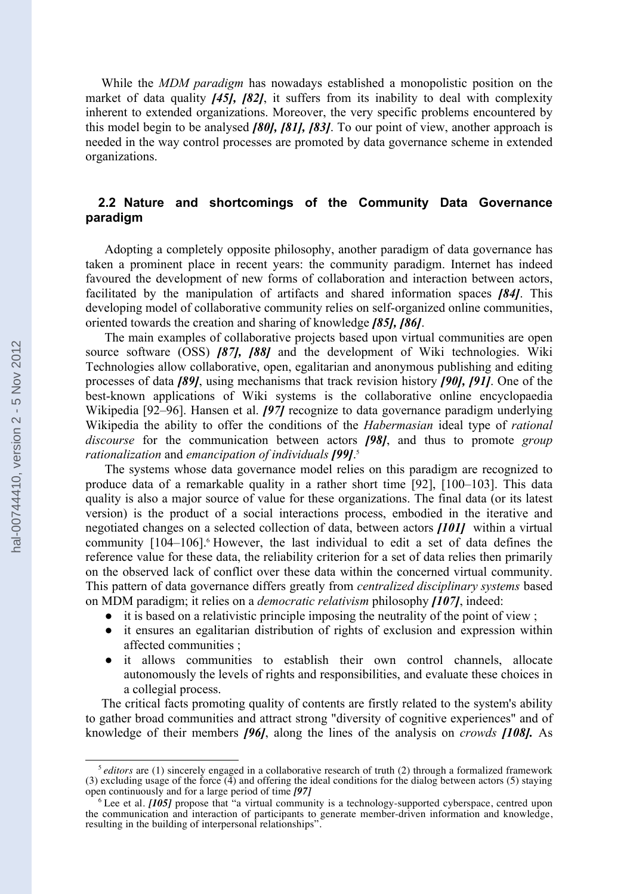While the *MDM paradigm* has nowadays established a monopolistic position on the market of data quality ***[45], [82]***, it suffers from its inability to deal with complexity inherent to extended organizations. Moreover, the very specific problems encountered by this model begin to be analysed ***[80], [81], [83]***. To our point of view, another approach is needed in the way control processes are promoted by data governance scheme in extended organizations.

### 2.2 Nature and shortcomings of the Community Data Governance paradigm

Adopting a completely opposite philosophy, another paradigm of data governance has taken a prominent place in recent years: the community paradigm. Internet has indeed favoured the development of new forms of collaboration and interaction between actors, facilitated by the manipulation of artifacts and shared information spaces ***[84]***. This developing model of collaborative community relies on self-organized online communities, oriented towards the creation and sharing of knowledge ***[85], [86]***.

The main examples of collaborative projects based upon virtual communities are open source software (OSS) ***[87], [88]*** and the development of Wiki technologies. Wiki Technologies allow collaborative, open, egalitarian and anonymous publishing and editing processes of data ***[89]***, using mechanisms that track revision history ***[90], [91]***. One of the best-known applications of Wiki systems is the collaborative online encyclopaedia Wikipedia [92–96]. Hansen et al. ***[97]*** recognize to data governance paradigm underlying Wikipedia the ability to offer the conditions of the *Habermasian* ideal type of *rational discourse* for the communication between actors ***[98]***, and thus to promote *group rationalization* and *emancipation of individuals* ***[99]***.[5]

The systems whose data governance model relies on this paradigm are recognized to produce data of a remarkable quality in a rather short time [92], [100–103]. This data quality is also a major source of value for these organizations. The final data (or its latest version) is the product of a social interactions process, embodied in the iterative and negotiated changes on a selected collection of data, between actors ***[101]*** within a virtual community [104–106].[6] However, the last individual to edit a set of data defines the reference value for these data, the reliability criterion for a set of data relies then primarily on the observed lack of conflict over these data within the concerned virtual community. This pattern of data governance differs greatly from *centralized disciplinary systems* based on MDM paradigm; it relies on a *democratic relativism* philosophy ***[107]***, indeed:

- it is based on a relativistic principle imposing the neutrality of the point of view ;
- it ensures an egalitarian distribution of rights of exclusion and expression within affected communities ;
- it allows communities to establish their own control channels, allocate autonomously the levels of rights and responsibilities, and evaluate these choices in a collegial process.

The critical facts promoting quality of contents are firstly related to the system's ability to gather broad communities and attract strong "diversity of cognitive experiences" and of knowledge of their members ***[96]***, along the lines of the analysis on *crowds* ***[108].*** As

---

[5] *editors* are (1) sincerely engaged in a collaborative research of truth (2) through a formalized framework (3) excluding usage of the force (4) and offering the ideal conditions for the dialog between actors (5) staying open continuously and for a large period of time ***[97]***

[6] Lee et al. ***[105]*** propose that "a virtual community is a technology-supported cyberspace, centred upon the communication and interaction of participants to generate member-driven information and knowledge, resulting in the building of interpersonal relationships".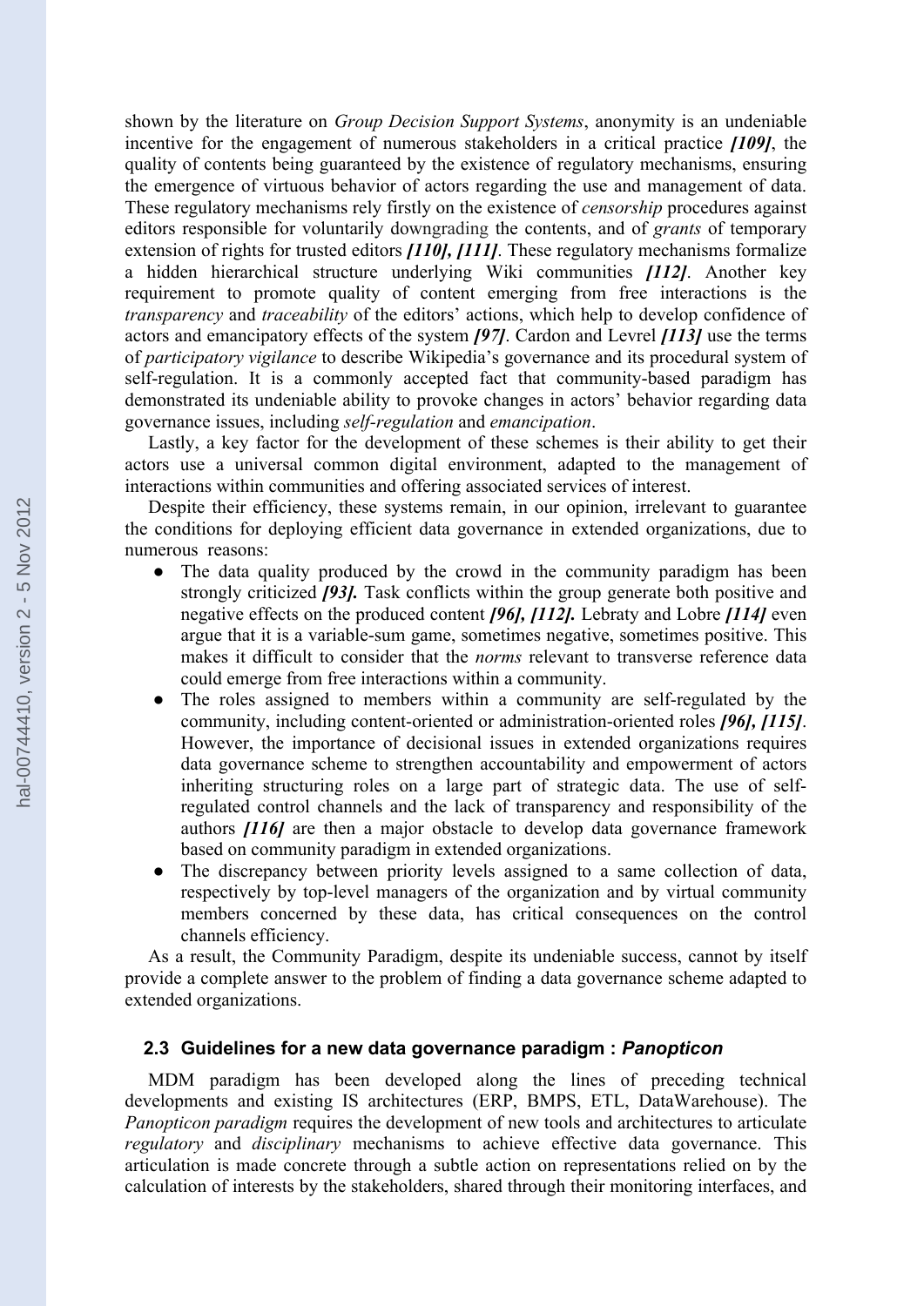shown by the literature on *Group Decision Support Systems*, anonymity is an undeniable incentive for the engagement of numerous stakeholders in a critical practice ***[109]***, the quality of contents being guaranteed by the existence of regulatory mechanisms, ensuring the emergence of virtuous behavior of actors regarding the use and management of data. These regulatory mechanisms rely firstly on the existence of *censorship* procedures against editors responsible for voluntarily downgrading the contents, and of *grants* of temporary extension of rights for trusted editors ***[110], [111]***. These regulatory mechanisms formalize a hidden hierarchical structure underlying Wiki communities ***[112]***. Another key requirement to promote quality of content emerging from free interactions is the *transparency* and *traceability* of the editors' actions, which help to develop confidence of actors and emancipatory effects of the system ***[97]***. Cardon and Levrel ***[113]*** use the terms of *participatory vigilance* to describe Wikipedia's governance and its procedural system of self-regulation. It is a commonly accepted fact that community-based paradigm has demonstrated its undeniable ability to provoke changes in actors' behavior regarding data governance issues, including *self-regulation* and *emancipation*.

Lastly, a key factor for the development of these schemes is their ability to get their actors use a universal common digital environment, adapted to the management of interactions within communities and offering associated services of interest.

Despite their efficiency, these systems remain, in our opinion, irrelevant to guarantee the conditions for deploying efficient data governance in extended organizations, due to numerous reasons:

- The data quality produced by the crowd in the community paradigm has been strongly criticized ***[93].*** Task conflicts within the group generate both positive and negative effects on the produced content ***[96], [112].*** Lebraty and Lobre ***[114]*** even argue that it is a variable-sum game, sometimes negative, sometimes positive. This makes it difficult to consider that the *norms* relevant to transverse reference data could emerge from free interactions within a community.
- The roles assigned to members within a community are self-regulated by the community, including content-oriented or administration-oriented roles ***[96], [115]***. However, the importance of decisional issues in extended organizations requires data governance scheme to strengthen accountability and empowerment of actors inheriting structuring roles on a large part of strategic data. The use of self-regulated control channels and the lack of transparency and responsibility of the authors ***[116]*** are then a major obstacle to develop data governance framework based on community paradigm in extended organizations.
- The discrepancy between priority levels assigned to a same collection of data, respectively by top-level managers of the organization and by virtual community members concerned by these data, has critical consequences on the control channels efficiency.

As a result, the Community Paradigm, despite its undeniable success, cannot by itself provide a complete answer to the problem of finding a data governance scheme adapted to extended organizations.

### 2.3 Guidelines for a new data governance paradigm : *Panopticon*

MDM paradigm has been developed along the lines of preceding technical developments and existing IS architectures (ERP, BMPS, ETL, DataWarehouse). The *Panopticon paradigm* requires the development of new tools and architectures to articulate *regulatory* and *disciplinary* mechanisms to achieve effective data governance. This articulation is made concrete through a subtle action on representations relied on by the calculation of interests by the stakeholders, shared through their monitoring interfaces, and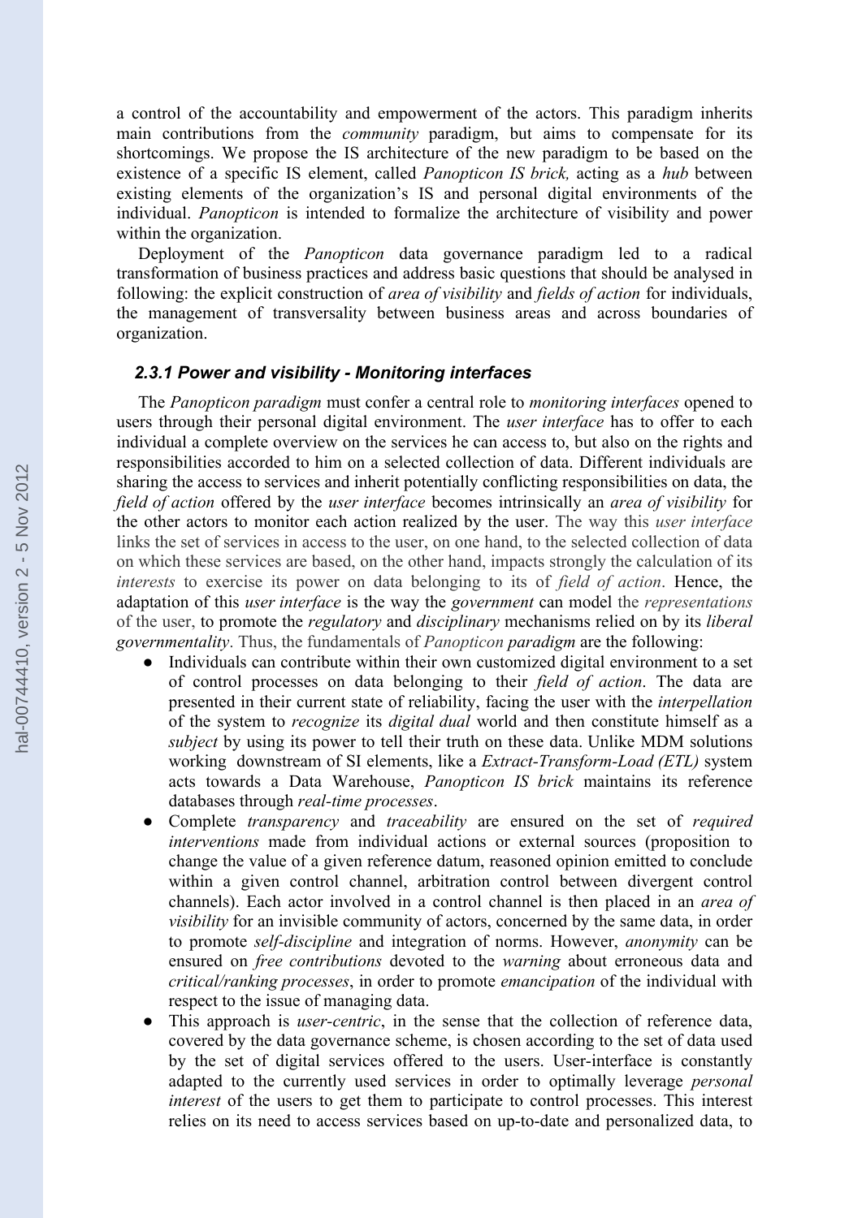a control of the accountability and empowerment of the actors. This paradigm inherits main contributions from the *community* paradigm, but aims to compensate for its shortcomings. We propose the IS architecture of the new paradigm to be based on the existence of a specific IS element, called *Panopticon IS brick,* acting as a *hub* between existing elements of the organization's IS and personal digital environments of the individual. *Panopticon* is intended to formalize the architecture of visibility and power within the organization.

Deployment of the *Panopticon* data governance paradigm led to a radical transformation of business practices and address basic questions that should be analysed in following: the explicit construction of *area of visibility* and *fields of action* for individuals, the management of transversality between business areas and across boundaries of organization.

### *2.3.1 Power and visibility - Monitoring interfaces*

The *Panopticon paradigm* must confer a central role to *monitoring interfaces* opened to users through their personal digital environment. The *user interface* has to offer to each individual a complete overview on the services he can access to, but also on the rights and responsibilities accorded to him on a selected collection of data. Different individuals are sharing the access to services and inherit potentially conflicting responsibilities on data, the *field of action* offered by the *user interface* becomes intrinsically an *area of visibility* for the other actors to monitor each action realized by the user. The way this *user interface* links the set of services in access to the user, on one hand, to the selected collection of data on which these services are based, on the other hand, impacts strongly the calculation of its *interests* to exercise its power on data belonging to its of *field of action*. Hence, the adaptation of this *user interface* is the way the *government* can model the *representations* of the user, to promote the *regulatory* and *disciplinary* mechanisms relied on by its *liberal governmentality*. Thus, the fundamentals of *Panopticon paradigm* are the following:

- Individuals can contribute within their own customized digital environment to a set of control processes on data belonging to their *field of action*. The data are presented in their current state of reliability, facing the user with the *interpellation* of the system to *recognize* its *digital dual* world and then constitute himself as a *subject* by using its power to tell their truth on these data. Unlike MDM solutions working downstream of SI elements, like a *Extract-Transform-Load (ETL)* system acts towards a Data Warehouse, *Panopticon IS brick* maintains its reference databases through *real-time processes*.
- Complete *transparency* and *traceability* are ensured on the set of *required interventions* made from individual actions or external sources (proposition to change the value of a given reference datum, reasoned opinion emitted to conclude within a given control channel, arbitration control between divergent control channels). Each actor involved in a control channel is then placed in an *area of visibility* for an invisible community of actors, concerned by the same data, in order to promote *self-discipline* and integration of norms. However, *anonymity* can be ensured on *free contributions* devoted to the *warning* about erroneous data and *critical/ranking processes*, in order to promote *emancipation* of the individual with respect to the issue of managing data.
- This approach is *user-centric*, in the sense that the collection of reference data, covered by the data governance scheme, is chosen according to the set of data used by the set of digital services offered to the users. User-interface is constantly adapted to the currently used services in order to optimally leverage *personal interest* of the users to get them to participate to control processes. This interest relies on its need to access services based on up-to-date and personalized data, to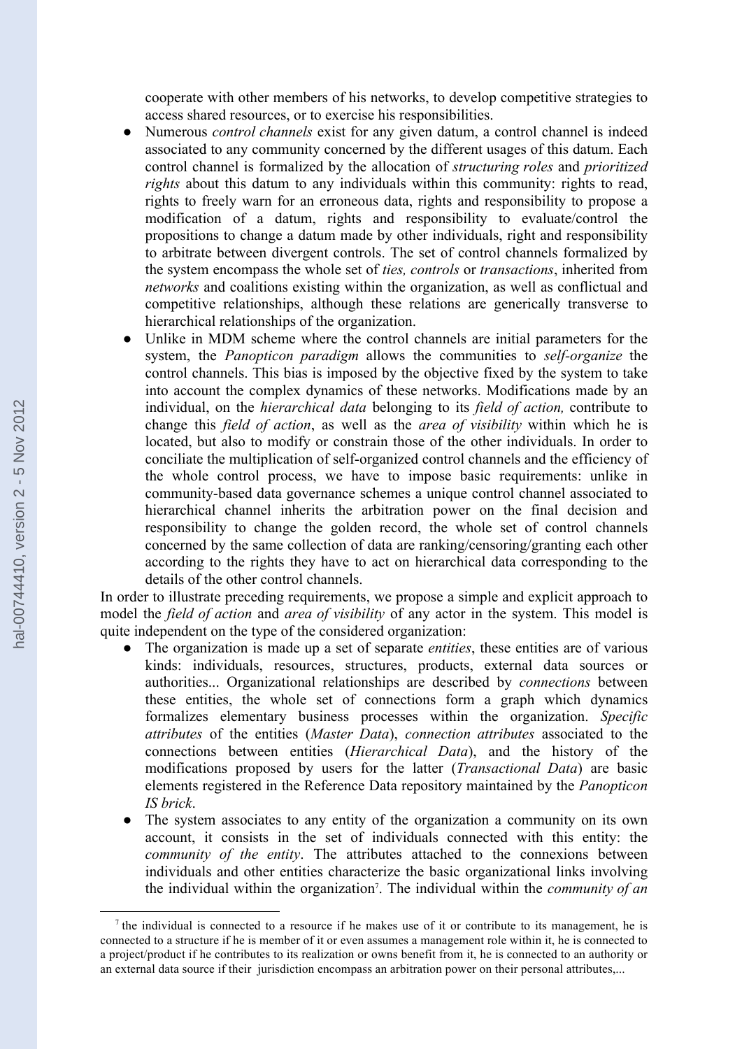cooperate with other members of his networks, to develop competitive strategies to access shared resources, or to exercise his responsibilities.

- Numerous *control channels* exist for any given datum, a control channel is indeed associated to any community concerned by the different usages of this datum. Each control channel is formalized by the allocation of *structuring roles* and *prioritized rights* about this datum to any individuals within this community: rights to read, rights to freely warn for an erroneous data, rights and responsibility to propose a modification of a datum, rights and responsibility to evaluate/control the propositions to change a datum made by other individuals, right and responsibility to arbitrate between divergent controls. The set of control channels formalized by the system encompass the whole set of *ties, controls* or *transactions*, inherited from *networks* and coalitions existing within the organization, as well as conflictual and competitive relationships, although these relations are generically transverse to hierarchical relationships of the organization.
- Unlike in MDM scheme where the control channels are initial parameters for the system, the *Panopticon paradigm* allows the communities to *self-organize* the control channels. This bias is imposed by the objective fixed by the system to take into account the complex dynamics of these networks. Modifications made by an individual, on the *hierarchical data* belonging to its *field of action,* contribute to change this *field of action*, as well as the *area of visibility* within which he is located, but also to modify or constrain those of the other individuals. In order to conciliate the multiplication of self-organized control channels and the efficiency of the whole control process, we have to impose basic requirements: unlike in community-based data governance schemes a unique control channel associated to hierarchical channel inherits the arbitration power on the final decision and responsibility to change the golden record, the whole set of control channels concerned by the same collection of data are ranking/censoring/granting each other according to the rights they have to act on hierarchical data corresponding to the details of the other control channels.

In order to illustrate preceding requirements, we propose a simple and explicit approach to model the *field of action* and *area of visibility* of any actor in the system. This model is quite independent on the type of the considered organization:

- The organization is made up a set of separate *entities*, these entities are of various kinds: individuals, resources, structures, products, external data sources or authorities... Organizational relationships are described by *connections* between these entities, the whole set of connections form a graph which dynamics formalizes elementary business processes within the organization. *Specific attributes* of the entities (*Master Data*), *connection attributes* associated to the connections between entities (*Hierarchical Data*), and the history of the modifications proposed by users for the latter (*Transactional Data*) are basic elements registered in the Reference Data repository maintained by the *Panopticon IS brick*.
- The system associates to any entity of the organization a community on its own account, it consists in the set of individuals connected with this entity: the *community of the entity*. The attributes attached to the connexions between individuals and other entities characterize the basic organizational links involving the individual within the organization[7]. The individual within the *community of an*

[7] the individual is connected to a resource if he makes use of it or contribute to its management, he is connected to a structure if he is member of it or even assumes a management role within it, he is connected to a project/product if he contributes to its realization or owns benefit from it, he is connected to an authority or an external data source if their jurisdiction encompass an arbitration power on their personal attributes,...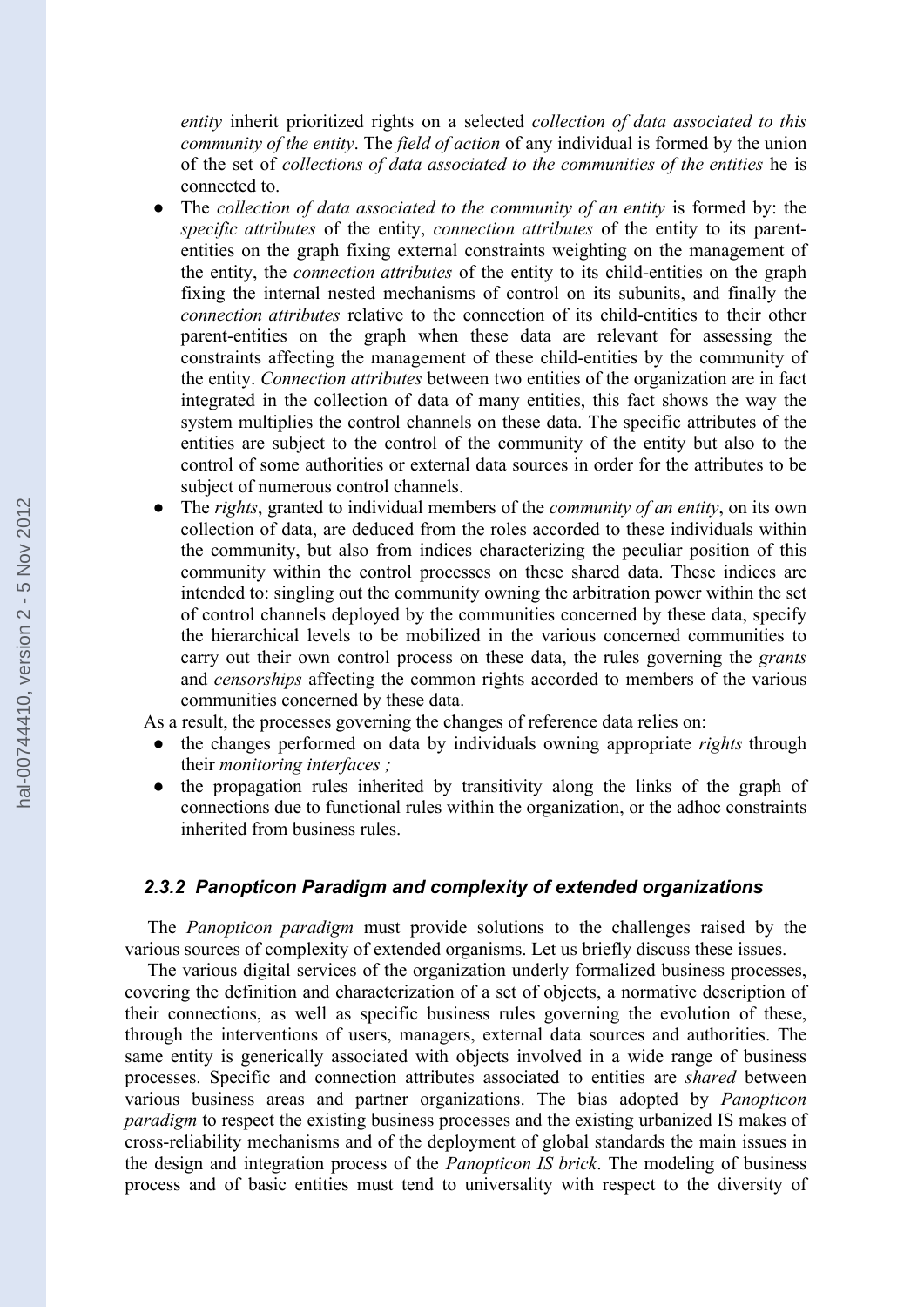*entity* inherit prioritized rights on a selected *collection of data associated to this community of the entity*. The *field of action* of any individual is formed by the union of the set of *collections of data associated to the communities of the entities* he is connected to.

- The *collection of data associated to the community of an entity* is formed by: the *specific attributes* of the entity, *connection attributes* of the entity to its parent-entities on the graph fixing external constraints weighting on the management of the entity, the *connection attributes* of the entity to its child-entities on the graph fixing the internal nested mechanisms of control on its subunits, and finally the *connection attributes* relative to the connection of its child-entities to their other parent-entities on the graph when these data are relevant for assessing the constraints affecting the management of these child-entities by the community of the entity. *Connection attributes* between two entities of the organization are in fact integrated in the collection of data of many entities, this fact shows the way the system multiplies the control channels on these data. The specific attributes of the entities are subject to the control of the community of the entity but also to the control of some authorities or external data sources in order for the attributes to be subject of numerous control channels.
- The *rights*, granted to individual members of the *community of an entity*, on its own collection of data, are deduced from the roles accorded to these individuals within the community, but also from indices characterizing the peculiar position of this community within the control processes on these shared data. These indices are intended to: singling out the community owning the arbitration power within the set of control channels deployed by the communities concerned by these data, specify the hierarchical levels to be mobilized in the various concerned communities to carry out their own control process on these data, the rules governing the *grants* and *censorships* affecting the common rights accorded to members of the various communities concerned by these data.

As a result, the processes governing the changes of reference data relies on:

- the changes performed on data by individuals owning appropriate *rights* through their *monitoring interfaces ;*
- the propagation rules inherited by transitivity along the links of the graph of connections due to functional rules within the organization, or the adhoc constraints inherited from business rules.

### 2.3.2 Panopticon Paradigm and complexity of extended organizations

The *Panopticon paradigm* must provide solutions to the challenges raised by the various sources of complexity of extended organisms. Let us briefly discuss these issues.

The various digital services of the organization underly formalized business processes, covering the definition and characterization of a set of objects, a normative description of their connections, as well as specific business rules governing the evolution of these, through the interventions of users, managers, external data sources and authorities. The same entity is generically associated with objects involved in a wide range of business processes. Specific and connection attributes associated to entities are *shared* between various business areas and partner organizations. The bias adopted by *Panopticon paradigm* to respect the existing business processes and the existing urbanized IS makes of cross-reliability mechanisms and of the deployment of global standards the main issues in the design and integration process of the *Panopticon IS brick*. The modeling of business process and of basic entities must tend to universality with respect to the diversity of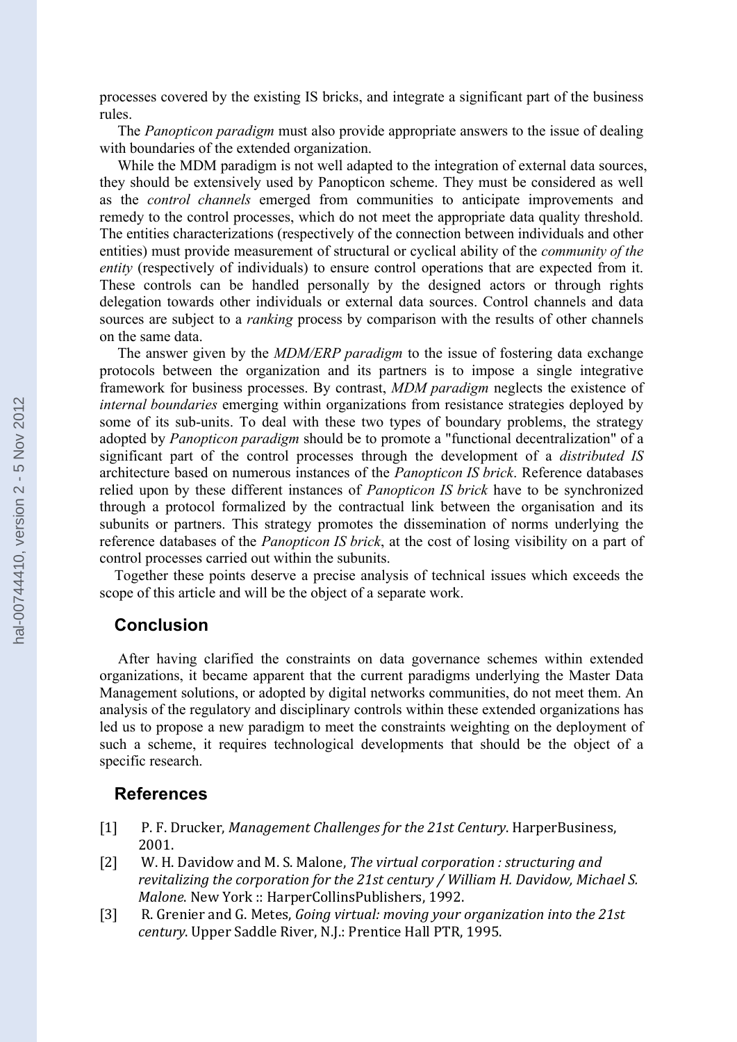processes covered by the existing IS bricks, and integrate a significant part of the business rules.

The *Panopticon paradigm* must also provide appropriate answers to the issue of dealing with boundaries of the extended organization.

While the MDM paradigm is not well adapted to the integration of external data sources, they should be extensively used by Panopticon scheme. They must be considered as well as the *control channels* emerged from communities to anticipate improvements and remedy to the control processes, which do not meet the appropriate data quality threshold. The entities characterizations (respectively of the connection between individuals and other entities) must provide measurement of structural or cyclical ability of the *community of the entity* (respectively of individuals) to ensure control operations that are expected from it. These controls can be handled personally by the designed actors or through rights delegation towards other individuals or external data sources. Control channels and data sources are subject to a *ranking* process by comparison with the results of other channels on the same data.

The answer given by the *MDM/ERP paradigm* to the issue of fostering data exchange protocols between the organization and its partners is to impose a single integrative framework for business processes. By contrast, *MDM paradigm* neglects the existence of *internal boundaries* emerging within organizations from resistance strategies deployed by some of its sub-units. To deal with these two types of boundary problems, the strategy adopted by *Panopticon paradigm* should be to promote a "functional decentralization" of a significant part of the control processes through the development of a *distributed IS* architecture based on numerous instances of the *Panopticon IS brick*. Reference databases relied upon by these different instances of *Panopticon IS brick* have to be synchronized through a protocol formalized by the contractual link between the organisation and its subunits or partners. This strategy promotes the dissemination of norms underlying the reference databases of the *Panopticon IS brick*, at the cost of losing visibility on a part of control processes carried out within the subunits.

Together these points deserve a precise analysis of technical issues which exceeds the scope of this article and will be the object of a separate work.

## Conclusion

After having clarified the constraints on data governance schemes within extended organizations, it became apparent that the current paradigms underlying the Master Data Management solutions, or adopted by digital networks communities, do not meet them. An analysis of the regulatory and disciplinary controls within these extended organizations has led us to propose a new paradigm to meet the constraints weighting on the deployment of such a scheme, it requires technological developments that should be the object of a specific research.

## References

[1] P. F. Drucker, *Management Challenges for the 21st Century*. HarperBusiness, 2001.

[2] W. H. Davidow and M. S. Malone, *The virtual corporation : structuring and revitalizing the corporation for the 21st century / William H. Davidow, Michael S. Malone*. New York :: HarperCollinsPublishers, 1992.

[3] R. Grenier and G. Metes, *Going virtual: moving your organization into the 21st century*. Upper Saddle River, N.J.: Prentice Hall PTR, 1995.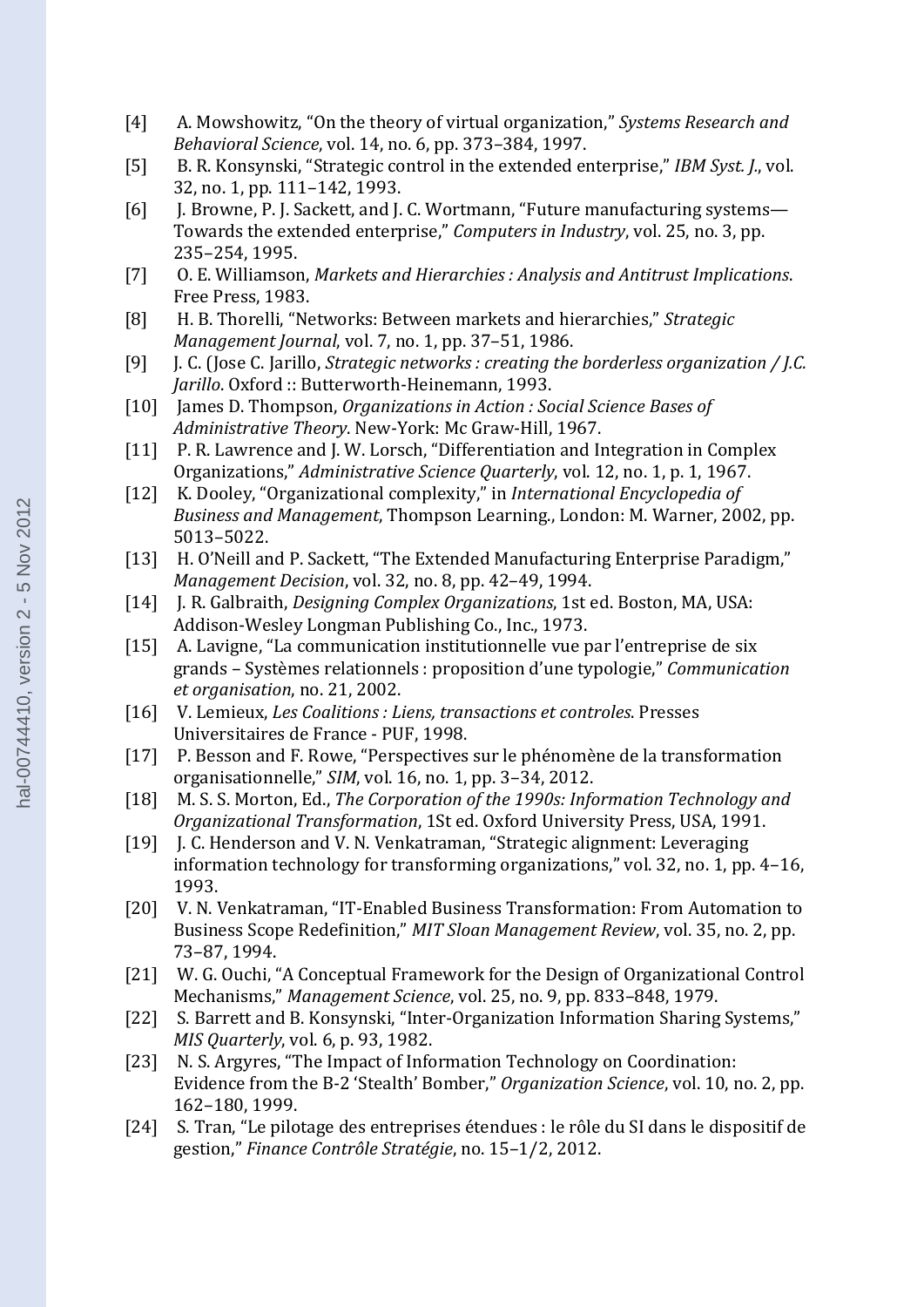[4] A. Mowshowitz, "On the theory of virtual organization," *Systems Research and Behavioral Science*, vol. 14, no. 6, pp. 373–384, 1997.

[5] B. R. Konsynski, "Strategic control in the extended enterprise," *IBM Syst. J.*, vol. 32, no. 1, pp. 111–142, 1993.

[6] J. Browne, P. J. Sackett, and J. C. Wortmann, "Future manufacturing systems—Towards the extended enterprise," *Computers in Industry*, vol. 25, no. 3, pp. 235–254, 1995.

[7] O. E. Williamson, *Markets and Hierarchies : Analysis and Antitrust Implications*. Free Press, 1983.

[8] H. B. Thorelli, "Networks: Between markets and hierarchies," *Strategic Management Journal*, vol. 7, no. 1, pp. 37–51, 1986.

[9] J. C. (Jose C. Jarillo, *Strategic networks : creating the borderless organization / J.C. Jarillo*. Oxford :: Butterworth-Heinemann, 1993.

[10] James D. Thompson, *Organizations in Action : Social Science Bases of Administrative Theory*. New-York: Mc Graw-Hill, 1967.

[11] P. R. Lawrence and J. W. Lorsch, "Differentiation and Integration in Complex Organizations," *Administrative Science Quarterly*, vol. 12, no. 1, p. 1, 1967.

[12] K. Dooley, "Organizational complexity," in *International Encyclopedia of Business and Management*, Thompson Learning., London: M. Warner, 2002, pp. 5013–5022.

[13] H. O'Neill and P. Sackett, "The Extended Manufacturing Enterprise Paradigm," *Management Decision*, vol. 32, no. 8, pp. 42–49, 1994.

[14] J. R. Galbraith, *Designing Complex Organizations*, 1st ed. Boston, MA, USA: Addison-Wesley Longman Publishing Co., Inc., 1973.

[15] A. Lavigne, "La communication institutionnelle vue par l'entreprise de six grands – Systèmes relationnels : proposition d'une typologie," *Communication et organisation*, no. 21, 2002.

[16] V. Lemieux, *Les Coalitions : Liens, transactions et controles*. Presses Universitaires de France - PUF, 1998.

[17] P. Besson and F. Rowe, "Perspectives sur le phénomène de la transformation organisationnelle," *SIM*, vol. 16, no. 1, pp. 3–34, 2012.

[18] M. S. S. Morton, Ed., *The Corporation of the 1990s: Information Technology and Organizational Transformation*, 1St ed. Oxford University Press, USA, 1991.

[19] J. C. Henderson and V. N. Venkatraman, "Strategic alignment: Leveraging information technology for transforming organizations," vol. 32, no. 1, pp. 4–16, 1993.

[20] V. N. Venkatraman, "IT-Enabled Business Transformation: From Automation to Business Scope Redefinition," *MIT Sloan Management Review*, vol. 35, no. 2, pp. 73–87, 1994.

[21] W. G. Ouchi, "A Conceptual Framework for the Design of Organizational Control Mechanisms," *Management Science*, vol. 25, no. 9, pp. 833–848, 1979.

[22] S. Barrett and B. Konsynski, "Inter-Organization Information Sharing Systems," *MIS Quarterly*, vol. 6, p. 93, 1982.

[23] N. S. Argyres, "The Impact of Information Technology on Coordination: Evidence from the B-2 'Stealth' Bomber," *Organization Science*, vol. 10, no. 2, pp. 162–180, 1999.

[24] S. Tran, "Le pilotage des entreprises étendues : le rôle du SI dans le dispositif de gestion," *Finance Contrôle Stratégie*, no. 15–1/2, 2012.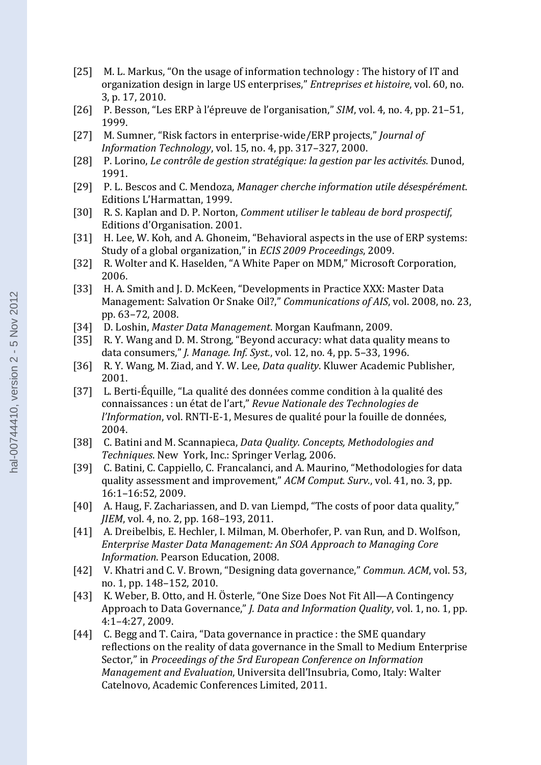[25] M. L. Markus, "On the usage of information technology : The history of IT and organization design in large US enterprises," *Entreprises et histoire*, vol. 60, no. 3, p. 17, 2010.

[26] P. Besson, "Les ERP à l'épreuve de l'organisation," *SIM*, vol. 4, no. 4, pp. 21–51, 1999.

[27] M. Sumner, "Risk factors in enterprise-wide/ERP projects," *Journal of Information Technology*, vol. 15, no. 4, pp. 317–327, 2000.

[28] P. Lorino, *Le contrôle de gestion stratégique: la gestion par les activités*. Dunod, 1991.

[29] P. L. Bescos and C. Mendoza, *Manager cherche information utile désespérément*. Editions L'Harmattan, 1999.

[30] R. S. Kaplan and D. P. Norton, *Comment utiliser le tableau de bord prospectif*, Editions d'Organisation. 2001.

[31] H. Lee, W. Koh, and A. Ghoneim, "Behavioral aspects in the use of ERP systems: Study of a global organization," in *ECIS 2009 Proceedings*, 2009.

[32] R. Wolter and K. Haselden, "A White Paper on MDM," Microsoft Corporation, 2006.

[33] H. A. Smith and J. D. McKeen, "Developments in Practice XXX: Master Data Management: Salvation Or Snake Oil?," *Communications of AIS*, vol. 2008, no. 23, pp. 63–72, 2008.

[34] D. Loshin, *Master Data Management*. Morgan Kaufmann, 2009.

[35] R. Y. Wang and D. M. Strong, "Beyond accuracy: what data quality means to data consumers," *J. Manage. Inf. Syst.*, vol. 12, no. 4, pp. 5–33, 1996.

[36] R. Y. Wang, M. Ziad, and Y. W. Lee, *Data quality*. Kluwer Academic Publisher, 2001.

[37] L. Berti-Équille, "La qualité des données comme condition à la qualité des connaissances : un état de l'art," *Revue Nationale des Technologies de l'Information*, vol. RNTI-E-1, Mesures de qualité pour la fouille de données, 2004.

[38] C. Batini and M. Scannapieca, *Data Quality. Concepts, Methodologies and Techniques*. New York, Inc.: Springer Verlag, 2006.

[39] C. Batini, C. Cappiello, C. Francalanci, and A. Maurino, "Methodologies for data quality assessment and improvement," *ACM Comput. Surv.*, vol. 41, no. 3, pp. 16:1–16:52, 2009.

[40] A. Haug, F. Zachariassen, and D. van Liempd, "The costs of poor data quality," *JIEM*, vol. 4, no. 2, pp. 168–193, 2011.

[41] A. Dreibelbis, E. Hechler, I. Milman, M. Oberhofer, P. van Run, and D. Wolfson, *Enterprise Master Data Management: An SOA Approach to Managing Core Information*. Pearson Education, 2008.

[42] V. Khatri and C. V. Brown, "Designing data governance," *Commun. ACM*, vol. 53, no. 1, pp. 148–152, 2010.

[43] K. Weber, B. Otto, and H. Österle, "One Size Does Not Fit All—A Contingency Approach to Data Governance," *J. Data and Information Quality*, vol. 1, no. 1, pp. 4:1–4:27, 2009.

[44] C. Begg and T. Caira, "Data governance in practice : the SME quandary reflections on the reality of data governance in the Small to Medium Enterprise Sector," in *Proceedings of the 5rd European Conference on Information Management and Evaluation*, Universita dell'Insubria, Como, Italy: Walter Catelnovo, Academic Conferences Limited, 2011.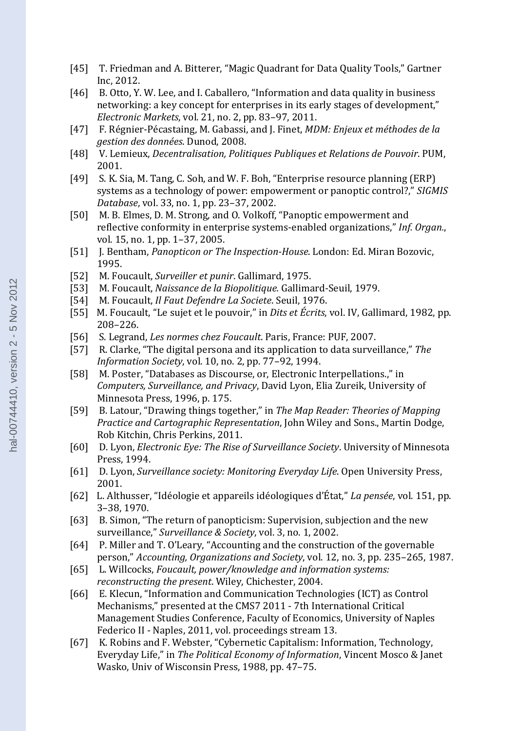[45] T. Friedman and A. Bitterer, "Magic Quadrant for Data Quality Tools," Gartner Inc, 2012.

[46] B. Otto, Y. W. Lee, and I. Caballero, "Information and data quality in business networking: a key concept for enterprises in its early stages of development," *Electronic Markets*, vol. 21, no. 2, pp. 83–97, 2011.

[47] F. Régnier-Pécastaing, M. Gabassi, and J. Finet, *MDM: Enjeux et méthodes de la gestion des données*. Dunod, 2008.

[48] V. Lemieux, *Decentralisation, Politiques Publiques et Relations de Pouvoir*. PUM, 2001.

[49] S. K. Sia, M. Tang, C. Soh, and W. F. Boh, "Enterprise resource planning (ERP) systems as a technology of power: empowerment or panoptic control?," *SIGMIS Database*, vol. 33, no. 1, pp. 23–37, 2002.

[50] M. B. Elmes, D. M. Strong, and O. Volkoff, "Panoptic empowerment and reflective conformity in enterprise systems-enabled organizations," *Inf. Organ.*, vol. 15, no. 1, pp. 1–37, 2005.

[51] J. Bentham, *Panopticon or The Inspection-House*. London: Ed. Miran Bozovic, 1995.

[52] M. Foucault, *Surveiller et punir*. Gallimard, 1975.

[53] M. Foucault, *Naissance de la Biopolitique.* Gallimard-Seuil, 1979.

[54] M. Foucault, *Il Faut Defendre La Societe*. Seuil, 1976.

[55] M. Foucault, "Le sujet et le pouvoir," in *Dits et Écrits*, vol. IV, Gallimard, 1982, pp. 208–226.

[56] S. Legrand, *Les normes chez Foucault*. Paris, France: PUF, 2007.

[57] R. Clarke, "The digital persona and its application to data surveillance," *The Information Society*, vol. 10, no. 2, pp. 77–92, 1994.

[58] M. Poster, "Databases as Discourse, or, Electronic Interpellations.," in *Computers, Surveillance, and Privacy*, David Lyon, Elia Zureik, University of Minnesota Press, 1996, p. 175.

[59] B. Latour, "Drawing things together," in *The Map Reader: Theories of Mapping Practice and Cartographic Representation*, John Wiley and Sons., Martin Dodge, Rob Kitchin, Chris Perkins, 2011.

[60] D. Lyon, *Electronic Eye: The Rise of Surveillance Society*. University of Minnesota Press, 1994.

[61] D. Lyon, *Surveillance society: Monitoring Everyday Life*. Open University Press, 2001.

[62] L. Althusser, "Idéologie et appareils idéologiques d'État," *La pensée*, vol. 151, pp. 3–38, 1970.

[63] B. Simon, "The return of panopticism: Supervision, subjection and the new surveillance," *Surveillance & Society*, vol. 3, no. 1, 2002.

[64] P. Miller and T. O'Leary, "Accounting and the construction of the governable person," *Accounting, Organizations and Society*, vol. 12, no. 3, pp. 235–265, 1987.

[65] L. Willcocks, *Foucault, power/knowledge and information systems: reconstructing the present*. Wiley, Chichester, 2004.

[66] E. Klecun, "Information and Communication Technologies (ICT) as Control Mechanisms," presented at the CMS7 2011 - 7th International Critical Management Studies Conference, Faculty of Economics, University of Naples Federico II - Naples, 2011, vol. proceedings stream 13.

[67] K. Robins and F. Webster, "Cybernetic Capitalism: Information, Technology, Everyday Life," in *The Political Economy of Information*, Vincent Mosco & Janet Wasko, Univ of Wisconsin Press, 1988, pp. 47–75.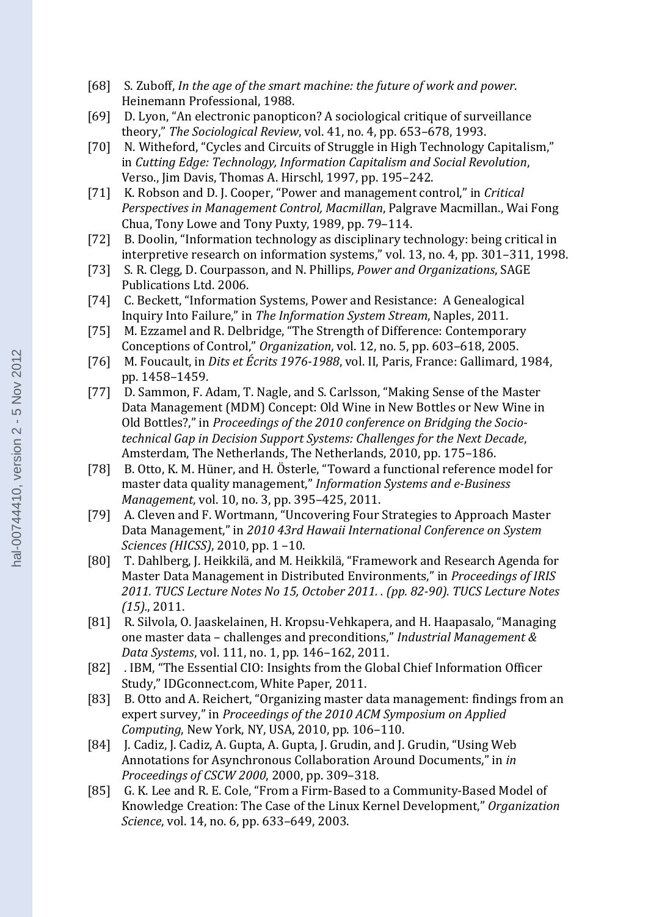[68] S. Zuboff, *In the age of the smart machine: the future of work and power*. Heinemann Professional, 1988.

[69] D. Lyon, "An electronic panopticon? A sociological critique of surveillance theory," *The Sociological Review*, vol. 41, no. 4, pp. 653–678, 1993.

[70] N. Witheford, "Cycles and Circuits of Struggle in High Technology Capitalism," in *Cutting Edge: Technology, Information Capitalism and Social Revolution*, Verso., Jim Davis, Thomas A. Hirschl, 1997, pp. 195–242.

[71] K. Robson and D. J. Cooper, "Power and management control," in *Critical Perspectives in Management Control, Macmillan*, Palgrave Macmillan., Wai Fong Chua, Tony Lowe and Tony Puxty, 1989, pp. 79–114.

[72] B. Doolin, "Information technology as disciplinary technology: being critical in interpretive research on information systems," vol. 13, no. 4, pp. 301–311, 1998.

[73] S. R. Clegg, D. Courpasson, and N. Phillips, *Power and Organizations*, SAGE Publications Ltd. 2006.

[74] C. Beckett, "Information Systems, Power and Resistance: A Genealogical Inquiry Into Failure," in *The Information System Stream*, Naples, 2011.

[75] M. Ezzamel and R. Delbridge, "The Strength of Difference: Contemporary Conceptions of Control," *Organization*, vol. 12, no. 5, pp. 603–618, 2005.

[76] M. Foucault, in *Dits et Écrits 1976-1988*, vol. II, Paris, France: Gallimard, 1984, pp. 1458–1459.

[77] D. Sammon, F. Adam, T. Nagle, and S. Carlsson, "Making Sense of the Master Data Management (MDM) Concept: Old Wine in New Bottles or New Wine in Old Bottles?," in *Proceedings of the 2010 conference on Bridging the Socio-technical Gap in Decision Support Systems: Challenges for the Next Decade*, Amsterdam, The Netherlands, The Netherlands, 2010, pp. 175–186.

[78] B. Otto, K. M. Hüner, and H. Österle, "Toward a functional reference model for master data quality management," *Information Systems and e-Business Management*, vol. 10, no. 3, pp. 395–425, 2011.

[79] A. Cleven and F. Wortmann, "Uncovering Four Strategies to Approach Master Data Management," in *2010 43rd Hawaii International Conference on System Sciences (HICSS)*, 2010, pp. 1 –10.

[80] T. Dahlberg, J. Heikkilä, and M. Heikkilä, "Framework and Research Agenda for Master Data Management in Distributed Environments," in *Proceedings of IRIS 2011. TUCS Lecture Notes No 15, October 2011. . (pp. 82-90). TUCS Lecture Notes (15).*, 2011.

[81] R. Silvola, O. Jaaskelainen, H. Kropsu-Vehkapera, and H. Haapasalo, "Managing one master data – challenges and preconditions," *Industrial Management & Data Systems*, vol. 111, no. 1, pp. 146–162, 2011.

[82] . IBM, "The Essential CIO: Insights from the Global Chief Information Officer Study," IDGconnect.com, White Paper, 2011.

[83] B. Otto and A. Reichert, "Organizing master data management: findings from an expert survey," in *Proceedings of the 2010 ACM Symposium on Applied Computing*, New York, NY, USA, 2010, pp. 106–110.

[84] J. Cadiz, J. Cadiz, A. Gupta, A. Gupta, J. Grudin, and J. Grudin, "Using Web Annotations for Asynchronous Collaboration Around Documents," in *in Proceedings of CSCW 2000*, 2000, pp. 309–318.

[85] G. K. Lee and R. E. Cole, "From a Firm-Based to a Community-Based Model of Knowledge Creation: The Case of the Linux Kernel Development," *Organization Science*, vol. 14, no. 6, pp. 633–649, 2003.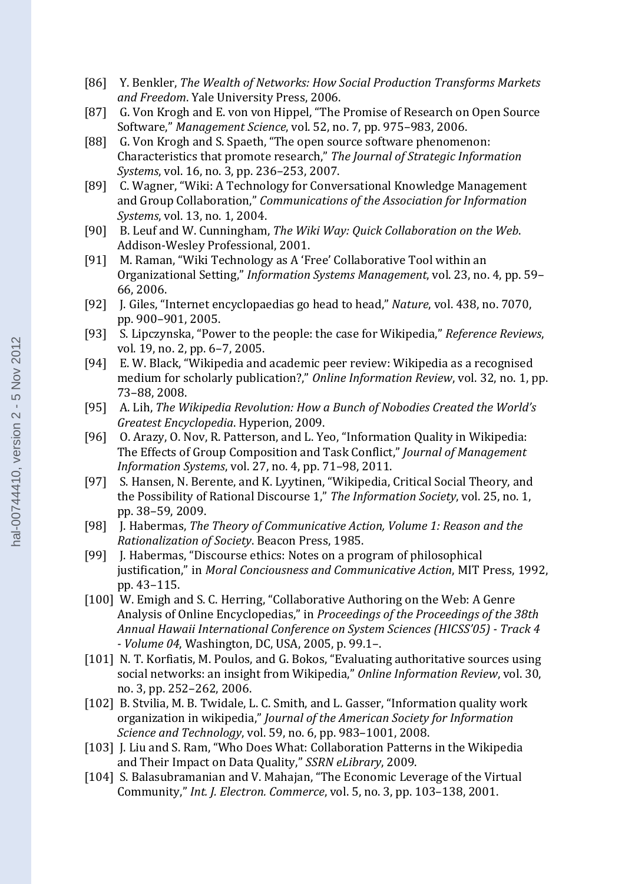[86] Y. Benkler, *The Wealth of Networks: How Social Production Transforms Markets and Freedom*. Yale University Press, 2006.

[87] G. Von Krogh and E. von von Hippel, "The Promise of Research on Open Source Software," *Management Science*, vol. 52, no. 7, pp. 975–983, 2006.

[88] G. Von Krogh and S. Spaeth, "The open source software phenomenon: Characteristics that promote research," *The Journal of Strategic Information Systems*, vol. 16, no. 3, pp. 236–253, 2007.

[89] C. Wagner, "Wiki: A Technology for Conversational Knowledge Management and Group Collaboration," *Communications of the Association for Information Systems*, vol. 13, no. 1, 2004.

[90] B. Leuf and W. Cunningham, *The Wiki Way: Quick Collaboration on the Web*. Addison-Wesley Professional, 2001.

[91] M. Raman, "Wiki Technology as A 'Free' Collaborative Tool within an Organizational Setting," *Information Systems Management*, vol. 23, no. 4, pp. 59–66, 2006.

[92] J. Giles, "Internet encyclopaedias go head to head," *Nature*, vol. 438, no. 7070, pp. 900–901, 2005.

[93] S. Lipczynska, "Power to the people: the case for Wikipedia," *Reference Reviews*, vol. 19, no. 2, pp. 6–7, 2005.

[94] E. W. Black, "Wikipedia and academic peer review: Wikipedia as a recognised medium for scholarly publication?," *Online Information Review*, vol. 32, no. 1, pp. 73–88, 2008.

[95] A. Lih, *The Wikipedia Revolution: How a Bunch of Nobodies Created the World's Greatest Encyclopedia*. Hyperion, 2009.

[96] O. Arazy, O. Nov, R. Patterson, and L. Yeo, "Information Quality in Wikipedia: The Effects of Group Composition and Task Conflict," *Journal of Management Information Systems*, vol. 27, no. 4, pp. 71–98, 2011.

[97] S. Hansen, N. Berente, and K. Lyytinen, "Wikipedia, Critical Social Theory, and the Possibility of Rational Discourse 1," *The Information Society*, vol. 25, no. 1, pp. 38–59, 2009.

[98] J. Habermas, *The Theory of Communicative Action, Volume 1: Reason and the Rationalization of Society*. Beacon Press, 1985.

[99] J. Habermas, "Discourse ethics: Notes on a program of philosophical justification," in *Moral Conciousness and Communicative Action*, MIT Press, 1992, pp. 43–115.

[100] W. Emigh and S. C. Herring, "Collaborative Authoring on the Web: A Genre Analysis of Online Encyclopedias," in *Proceedings of the Proceedings of the 38th Annual Hawaii International Conference on System Sciences (HICSS'05) - Track 4 - Volume 04*, Washington, DC, USA, 2005, p. 99.1–.

[101] N. T. Korfiatis, M. Poulos, and G. Bokos, "Evaluating authoritative sources using social networks: an insight from Wikipedia," *Online Information Review*, vol. 30, no. 3, pp. 252–262, 2006.

[102] B. Stvilia, M. B. Twidale, L. C. Smith, and L. Gasser, "Information quality work organization in wikipedia," *Journal of the American Society for Information Science and Technology*, vol. 59, no. 6, pp. 983–1001, 2008.

[103] J. Liu and S. Ram, "Who Does What: Collaboration Patterns in the Wikipedia and Their Impact on Data Quality," *SSRN eLibrary*, 2009.

[104] S. Balasubramanian and V. Mahajan, "The Economic Leverage of the Virtual Community," *Int. J. Electron. Commerce*, vol. 5, no. 3, pp. 103–138, 2001.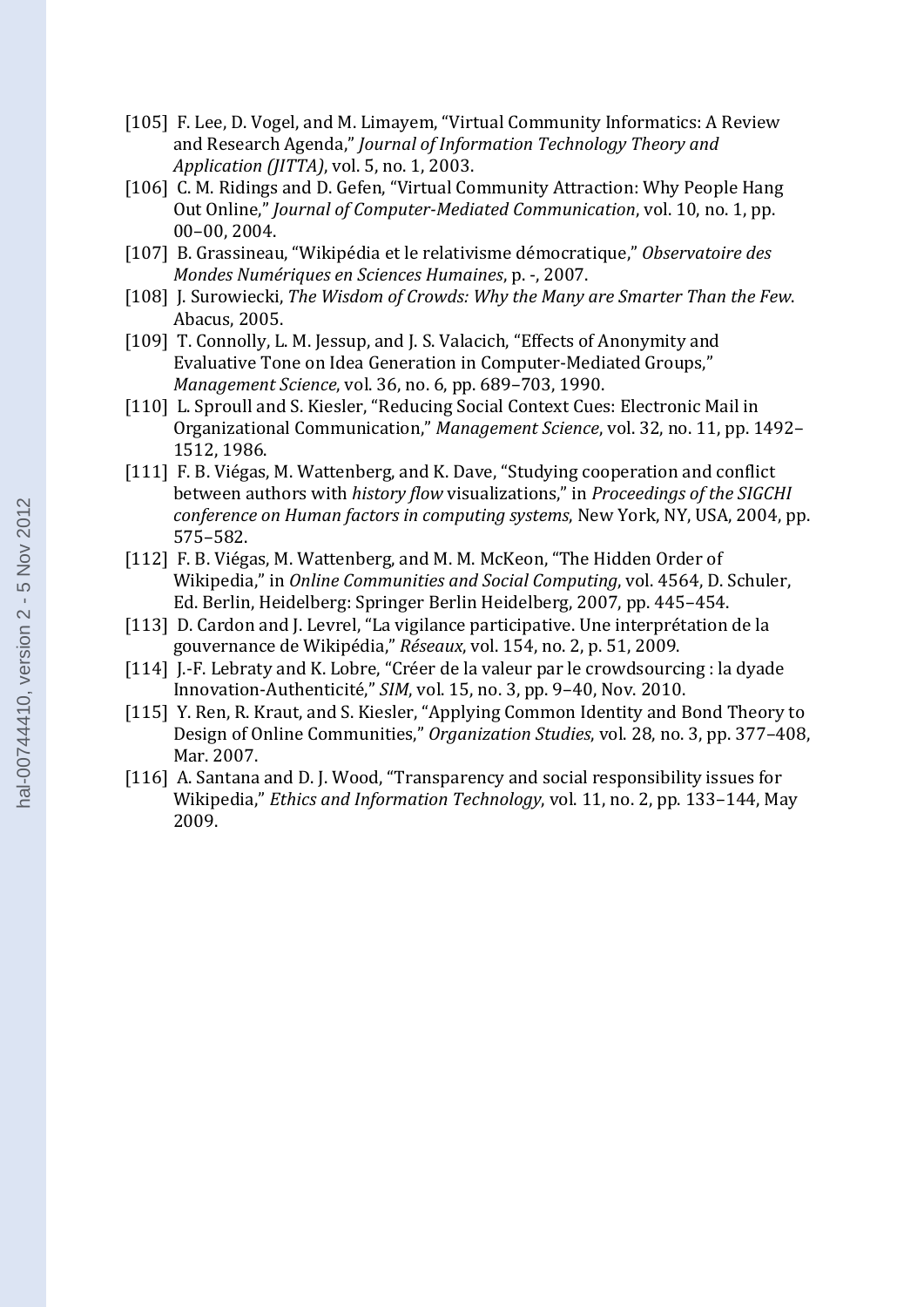[105] F. Lee, D. Vogel, and M. Limayem, "Virtual Community Informatics: A Review and Research Agenda," *Journal of Information Technology Theory and Application (JITTA)*, vol. 5, no. 1, 2003.

[106] C. M. Ridings and D. Gefen, "Virtual Community Attraction: Why People Hang Out Online," *Journal of Computer-Mediated Communication*, vol. 10, no. 1, pp. 00–00, 2004.

[107] B. Grassineau, "Wikipédia et le relativisme démocratique," *Observatoire des Mondes Numériques en Sciences Humaines*, p. -, 2007.

[108] J. Surowiecki, *The Wisdom of Crowds: Why the Many are Smarter Than the Few*. Abacus, 2005.

[109] T. Connolly, L. M. Jessup, and J. S. Valacich, "Effects of Anonymity and Evaluative Tone on Idea Generation in Computer-Mediated Groups," *Management Science*, vol. 36, no. 6, pp. 689–703, 1990.

[110] L. Sproull and S. Kiesler, "Reducing Social Context Cues: Electronic Mail in Organizational Communication," *Management Science*, vol. 32, no. 11, pp. 1492–1512, 1986.

[111] F. B. Viégas, M. Wattenberg, and K. Dave, "Studying cooperation and conflict between authors with *history flow* visualizations," in *Proceedings of the SIGCHI conference on Human factors in computing systems*, New York, NY, USA, 2004, pp. 575–582.

[112] F. B. Viégas, M. Wattenberg, and M. M. McKeon, "The Hidden Order of Wikipedia," in *Online Communities and Social Computing*, vol. 4564, D. Schuler, Ed. Berlin, Heidelberg: Springer Berlin Heidelberg, 2007, pp. 445–454.

[113] D. Cardon and J. Levrel, "La vigilance participative. Une interprétation de la gouvernance de Wikipédia," *Réseaux*, vol. 154, no. 2, p. 51, 2009.

[114] J.-F. Lebraty and K. Lobre, "Créer de la valeur par le crowdsourcing : la dyade Innovation-Authenticité," *SIM*, vol. 15, no. 3, pp. 9–40, Nov. 2010.

[115] Y. Ren, R. Kraut, and S. Kiesler, "Applying Common Identity and Bond Theory to Design of Online Communities," *Organization Studies*, vol. 28, no. 3, pp. 377–408, Mar. 2007.

[116] A. Santana and D. J. Wood, "Transparency and social responsibility issues for Wikipedia," *Ethics and Information Technology*, vol. 11, no. 2, pp. 133–144, May 2009.